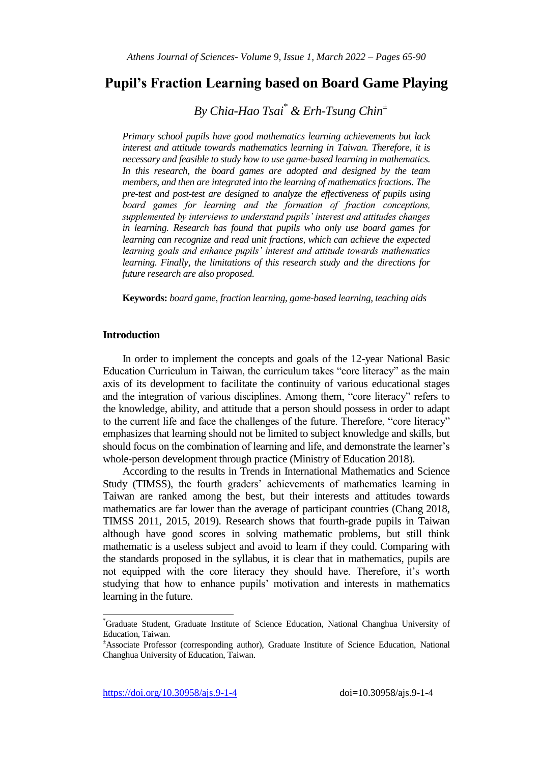# Pupil's Fraction Learning based on Board Game Playing

*By Chia-Hao Tsai[\*] & Erh-Tsung Chin[±]*

*Primary school pupils have good mathematics learning achievements but lack interest and attitude towards mathematics learning in Taiwan. Therefore, it is necessary and feasible to study how to use game-based learning in mathematics. In this research, the board games are adopted and designed by the team members, and then are integrated into the learning of mathematics fractions. The pre-test and post-test are designed to analyze the effectiveness of pupils using board games for learning and the formation of fraction conceptions, supplemented by interviews to understand pupils' interest and attitudes changes in learning. Research has found that pupils who only use board games for learning can recognize and read unit fractions, which can achieve the expected learning goals and enhance pupils' interest and attitude towards mathematics learning. Finally, the limitations of this research study and the directions for future research are also proposed.*

**Keywords:** *board game, fraction learning, game-based learning, teaching aids*

## Introduction

In order to implement the concepts and goals of the 12-year National Basic Education Curriculum in Taiwan, the curriculum takes "core literacy" as the main axis of its development to facilitate the continuity of various educational stages and the integration of various disciplines. Among them, "core literacy" refers to the knowledge, ability, and attitude that a person should possess in order to adapt to the current life and face the challenges of the future. Therefore, "core literacy" emphasizes that learning should not be limited to subject knowledge and skills, but should focus on the combination of learning and life, and demonstrate the learner's whole-person development through practice (Ministry of Education 2018).

According to the results in Trends in International Mathematics and Science Study (TIMSS), the fourth graders' achievements of mathematics learning in Taiwan are ranked among the best, but their interests and attitudes towards mathematics are far lower than the average of participant countries (Chang 2018, TIMSS 2011, 2015, 2019). Research shows that fourth-grade pupils in Taiwan although have good scores in solving mathematic problems, but still think mathematic is a useless subject and avoid to learn if they could. Comparing with the standards proposed in the syllabus, it is clear that in mathematics, pupils are not equipped with the core literacy they should have. Therefore, it's worth studying that how to enhance pupils' motivation and interests in mathematics learning in the future.

---

[\*] Graduate Student, Graduate Institute of Science Education, National Changhua University of Education, Taiwan.

[±] Associate Professor (corresponding author), Graduate Institute of Science Education, National Changhua University of Education, Taiwan.

https://doi.org/10.30958/ajs.9-1-4 doi=10.30958/ajs.9-1-4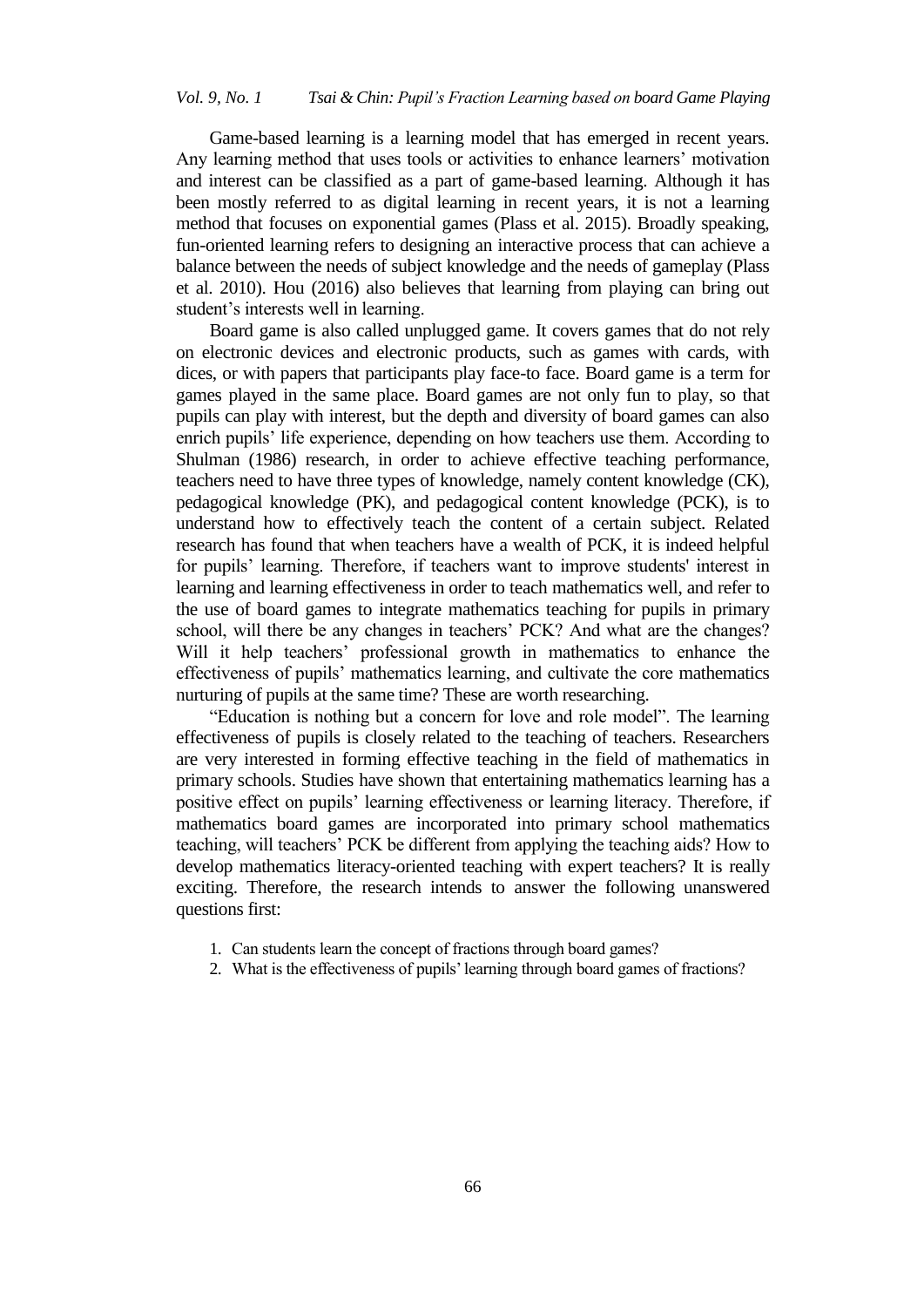Game-based learning is a learning model that has emerged in recent years. Any learning method that uses tools or activities to enhance learners' motivation and interest can be classified as a part of game-based learning. Although it has been mostly referred to as digital learning in recent years, it is not a learning method that focuses on exponential games (Plass et al. 2015). Broadly speaking, fun-oriented learning refers to designing an interactive process that can achieve a balance between the needs of subject knowledge and the needs of gameplay (Plass et al. 2010). Hou (2016) also believes that learning from playing can bring out student's interests well in learning.

Board game is also called unplugged game. It covers games that do not rely on electronic devices and electronic products, such as games with cards, with dices, or with papers that participants play face-to face. Board game is a term for games played in the same place. Board games are not only fun to play, so that pupils can play with interest, but the depth and diversity of board games can also enrich pupils' life experience, depending on how teachers use them. According to Shulman (1986) research, in order to achieve effective teaching performance, teachers need to have three types of knowledge, namely content knowledge (CK), pedagogical knowledge (PK), and pedagogical content knowledge (PCK), is to understand how to effectively teach the content of a certain subject. Related research has found that when teachers have a wealth of PCK, it is indeed helpful for pupils' learning. Therefore, if teachers want to improve students' interest in learning and learning effectiveness in order to teach mathematics well, and refer to the use of board games to integrate mathematics teaching for pupils in primary school, will there be any changes in teachers' PCK? And what are the changes? Will it help teachers' professional growth in mathematics to enhance the effectiveness of pupils' mathematics learning, and cultivate the core mathematics nurturing of pupils at the same time? These are worth researching.

"Education is nothing but a concern for love and role model". The learning effectiveness of pupils is closely related to the teaching of teachers. Researchers are very interested in forming effective teaching in the field of mathematics in primary schools. Studies have shown that entertaining mathematics learning has a positive effect on pupils' learning effectiveness or learning literacy. Therefore, if mathematics board games are incorporated into primary school mathematics teaching, will teachers' PCK be different from applying the teaching aids? How to develop mathematics literacy-oriented teaching with expert teachers? It is really exciting. Therefore, the research intends to answer the following unanswered questions first:

1. Can students learn the concept of fractions through board games?
2. What is the effectiveness of pupils' learning through board games of fractions?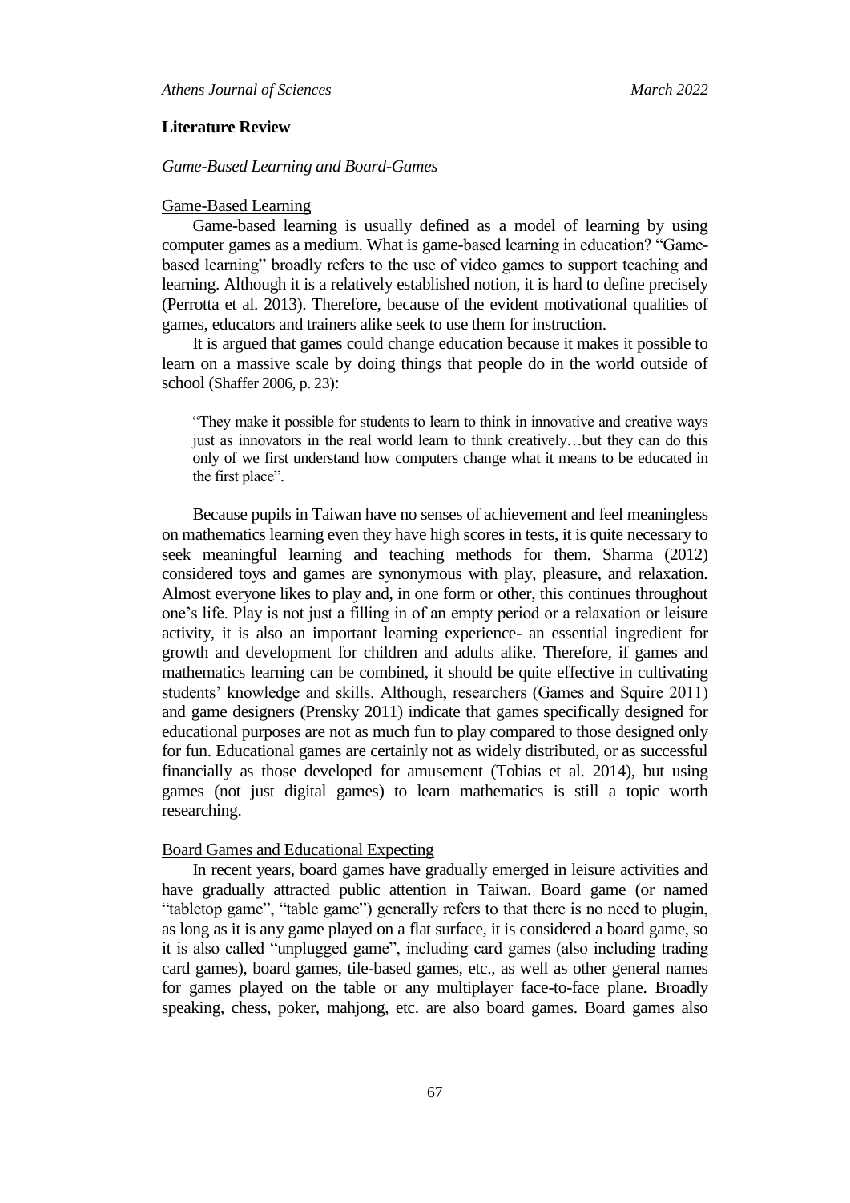## Literature Review

### *Game-Based Learning and Board-Games*

#### Game-Based Learning

Game-based learning is usually defined as a model of learning by using computer games as a medium. What is game-based learning in education? "Game-based learning" broadly refers to the use of video games to support teaching and learning. Although it is a relatively established notion, it is hard to define precisely (Perrotta et al. 2013). Therefore, because of the evident motivational qualities of games, educators and trainers alike seek to use them for instruction.

It is argued that games could change education because it makes it possible to learn on a massive scale by doing things that people do in the world outside of school (Shaffer 2006, p. 23):

> "They make it possible for students to learn to think in innovative and creative ways just as innovators in the real world learn to think creatively…but they can do this only of we first understand how computers change what it means to be educated in the first place".

Because pupils in Taiwan have no senses of achievement and feel meaningless on mathematics learning even they have high scores in tests, it is quite necessary to seek meaningful learning and teaching methods for them. Sharma (2012) considered toys and games are synonymous with play, pleasure, and relaxation. Almost everyone likes to play and, in one form or other, this continues throughout one's life. Play is not just a filling in of an empty period or a relaxation or leisure activity, it is also an important learning experience- an essential ingredient for growth and development for children and adults alike. Therefore, if games and mathematics learning can be combined, it should be quite effective in cultivating students' knowledge and skills. Although, researchers (Games and Squire 2011) and game designers (Prensky 2011) indicate that games specifically designed for educational purposes are not as much fun to play compared to those designed only for fun. Educational games are certainly not as widely distributed, or as successful financially as those developed for amusement (Tobias et al. 2014), but using games (not just digital games) to learn mathematics is still a topic worth researching.

#### Board Games and Educational Expecting

In recent years, board games have gradually emerged in leisure activities and have gradually attracted public attention in Taiwan. Board game (or named "tabletop game", "table game") generally refers to that there is no need to plugin, as long as it is any game played on a flat surface, it is considered a board game, so it is also called "unplugged game", including card games (also including trading card games), board games, tile-based games, etc., as well as other general names for games played on the table or any multiplayer face-to-face plane. Broadly speaking, chess, poker, mahjong, etc. are also board games. Board games also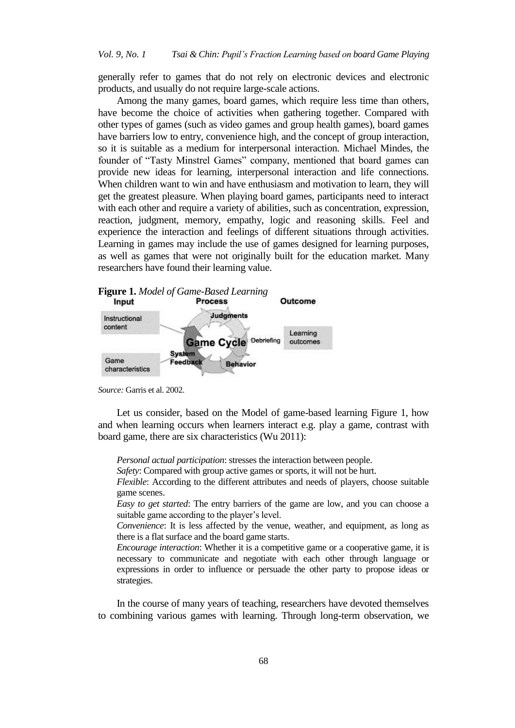generally refer to games that do not rely on electronic devices and electronic products, and usually do not require large-scale actions.

Among the many games, board games, which require less time than others, have become the choice of activities when gathering together. Compared with other types of games (such as video games and group health games), board games have barriers low to entry, convenience high, and the concept of group interaction, so it is suitable as a medium for interpersonal interaction. Michael Mindes, the founder of "Tasty Minstrel Games" company, mentioned that board games can provide new ideas for learning, interpersonal interaction and life connections. When children want to win and have enthusiasm and motivation to learn, they will get the greatest pleasure. When playing board games, participants need to interact with each other and require a variety of abilities, such as concentration, expression, reaction, judgment, memory, empathy, logic and reasoning skills. Feel and experience the interaction and feelings of different situations through activities. Learning in games may include the use of games designed for learning purposes, as well as games that were not originally built for the education market. Many researchers have found their learning value.

**Figure 1.** *Model of Game-Based Learning*

Input | Process | Outcome

Instructional content — Game characteristics — Game Cycle (Judgments, Behavior, System Feedback) — Debriefing — Learning outcomes

*Source:* Garris et al. 2002.

Let us consider, based on the Model of game-based learning Figure 1, how and when learning occurs when learners interact e.g. play a game, contrast with board game, there are six characteristics (Wu 2011):

*Personal actual participation*: stresses the interaction between people.

*Safety*: Compared with group active games or sports, it will not be hurt.

*Flexible*: According to the different attributes and needs of players, choose suitable game scenes.

*Easy to get started*: The entry barriers of the game are low, and you can choose a suitable game according to the player's level.

*Convenience*: It is less affected by the venue, weather, and equipment, as long as there is a flat surface and the board game starts.

*Encourage interaction*: Whether it is a competitive game or a cooperative game, it is necessary to communicate and negotiate with each other through language or expressions in order to influence or persuade the other party to propose ideas or strategies.

In the course of many years of teaching, researchers have devoted themselves to combining various games with learning. Through long-term observation, we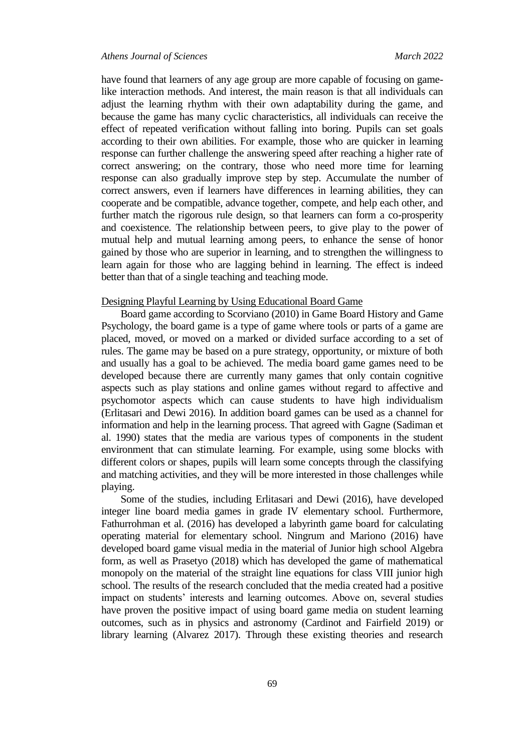have found that learners of any age group are more capable of focusing on game-like interaction methods. And interest, the main reason is that all individuals can adjust the learning rhythm with their own adaptability during the game, and because the game has many cyclic characteristics, all individuals can receive the effect of repeated verification without falling into boring. Pupils can set goals according to their own abilities. For example, those who are quicker in learning response can further challenge the answering speed after reaching a higher rate of correct answering; on the contrary, those who need more time for learning response can also gradually improve step by step. Accumulate the number of correct answers, even if learners have differences in learning abilities, they can cooperate and be compatible, advance together, compete, and help each other, and further match the rigorous rule design, so that learners can form a co-prosperity and coexistence. The relationship between peers, to give play to the power of mutual help and mutual learning among peers, to enhance the sense of honor gained by those who are superior in learning, and to strengthen the willingness to learn again for those who are lagging behind in learning. The effect is indeed better than that of a single teaching and teaching mode.

<u>Designing Playful Learning by Using Educational Board Game</u>

Board game according to Scorviano (2010) in Game Board History and Game Psychology, the board game is a type of game where tools or parts of a game are placed, moved, or moved on a marked or divided surface according to a set of rules. The game may be based on a pure strategy, opportunity, or mixture of both and usually has a goal to be achieved. The media board game games need to be developed because there are currently many games that only contain cognitive aspects such as play stations and online games without regard to affective and psychomotor aspects which can cause students to have high individualism (Erlitasari and Dewi 2016). In addition board games can be used as a channel for information and help in the learning process. That agreed with Gagne (Sadiman et al. 1990) states that the media are various types of components in the student environment that can stimulate learning. For example, using some blocks with different colors or shapes, pupils will learn some concepts through the classifying and matching activities, and they will be more interested in those challenges while playing.

Some of the studies, including Erlitasari and Dewi (2016), have developed integer line board media games in grade IV elementary school. Furthermore, Fathurrohman et al. (2016) has developed a labyrinth game board for calculating operating material for elementary school. Ningrum and Mariono (2016) have developed board game visual media in the material of Junior high school Algebra form, as well as Prasetyo (2018) which has developed the game of mathematical monopoly on the material of the straight line equations for class VIII junior high school. The results of the research concluded that the media created had a positive impact on students' interests and learning outcomes. Above on, several studies have proven the positive impact of using board game media on student learning outcomes, such as in physics and astronomy (Cardinot and Fairfield 2019) or library learning (Alvarez 2017). Through these existing theories and research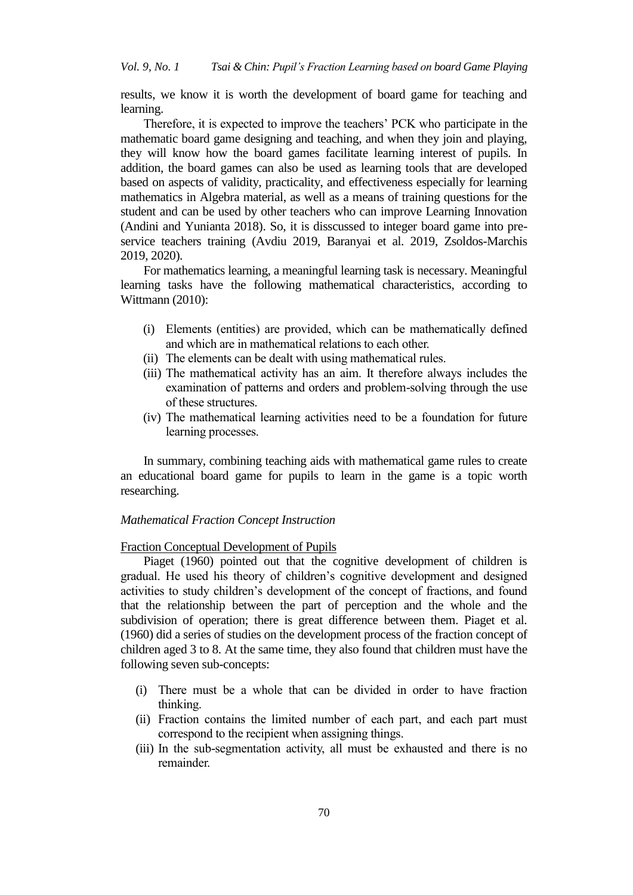results, we know it is worth the development of board game for teaching and learning.

Therefore, it is expected to improve the teachers' PCK who participate in the mathematic board game designing and teaching, and when they join and playing, they will know how the board games facilitate learning interest of pupils. In addition, the board games can also be used as learning tools that are developed based on aspects of validity, practicality, and effectiveness especially for learning mathematics in Algebra material, as well as a means of training questions for the student and can be used by other teachers who can improve Learning Innovation (Andini and Yunianta 2018). So, it is disscussed to integer board game into pre-service teachers training (Avdiu 2019, Baranyai et al. 2019, Zsoldos-Marchis 2019, 2020).

For mathematics learning, a meaningful learning task is necessary. Meaningful learning tasks have the following mathematical characteristics, according to Wittmann (2010):

(i) Elements (entities) are provided, which can be mathematically defined and which are in mathematical relations to each other.
(ii) The elements can be dealt with using mathematical rules.
(iii) The mathematical activity has an aim. It therefore always includes the examination of patterns and orders and problem-solving through the use of these structures.
(iv) The mathematical learning activities need to be a foundation for future learning processes.

In summary, combining teaching aids with mathematical game rules to create an educational board game for pupils to learn in the game is a topic worth researching.

### *Mathematical Fraction Concept Instruction*

#### Fraction Conceptual Development of Pupils

Piaget (1960) pointed out that the cognitive development of children is gradual. He used his theory of children's cognitive development and designed activities to study children's development of the concept of fractions, and found that the relationship between the part of perception and the whole and the subdivision of operation; there is great difference between them. Piaget et al. (1960) did a series of studies on the development process of the fraction concept of children aged 3 to 8. At the same time, they also found that children must have the following seven sub-concepts:

(i) There must be a whole that can be divided in order to have fraction thinking.
(ii) Fraction contains the limited number of each part, and each part must correspond to the recipient when assigning things.
(iii) In the sub-segmentation activity, all must be exhausted and there is no remainder.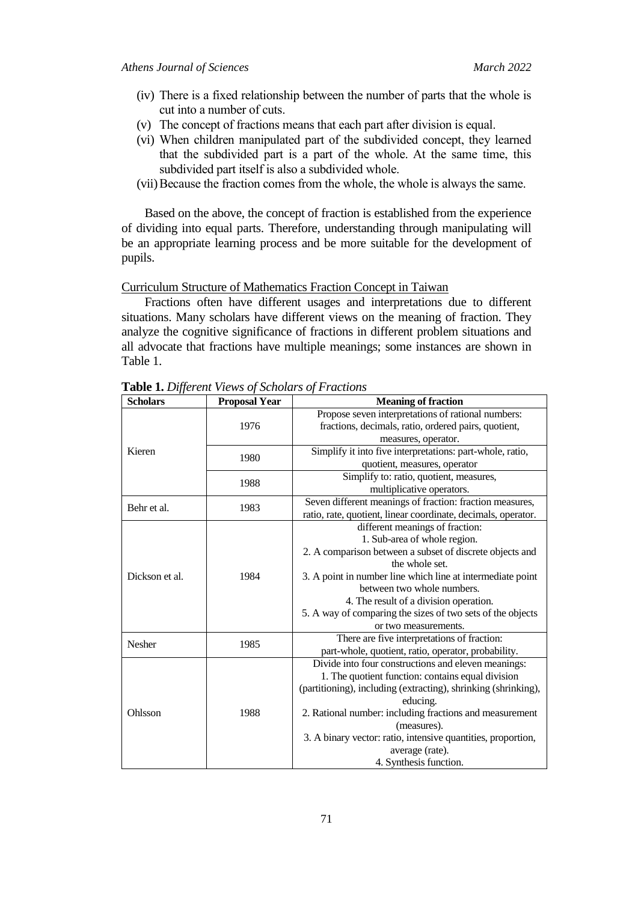(iv) There is a fixed relationship between the number of parts that the whole is cut into a number of cuts.
(v) The concept of fractions means that each part after division is equal.
(vi) When children manipulated part of the subdivided concept, they learned that the subdivided part is a part of the whole. At the same time, this subdivided part itself is also a subdivided whole.
(vii) Because the fraction comes from the whole, the whole is always the same.

Based on the above, the concept of fraction is established from the experience of dividing into equal parts. Therefore, understanding through manipulating will be an appropriate learning process and be more suitable for the development of pupils.

Curriculum Structure of Mathematics Fraction Concept in Taiwan

Fractions often have different usages and interpretations due to different situations. Many scholars have different views on the meaning of fraction. They analyze the cognitive significance of fractions in different problem situations and all advocate that fractions have multiple meanings; some instances are shown in Table 1.

**Table 1.** *Different Views of Scholars of Fractions*

| Scholars | Proposal Year | Meaning of fraction |
|---|---|---|
| Kieren | 1976 | Propose seven interpretations of rational numbers: fractions, decimals, ratio, ordered pairs, quotient, measures, operator. |
| | 1980 | Simplify it into five interpretations: part-whole, ratio, quotient, measures, operator |
| | 1988 | Simplify to: ratio, quotient, measures, multiplicative operators. |
| Behr et al. | 1983 | Seven different meanings of fraction: fraction measures, ratio, rate, quotient, linear coordinate, decimals, operator. |
| Dickson et al. | 1984 | different meanings of fraction: 1. Sub-area of whole region. 2. A comparison between a subset of discrete objects and the whole set. 3. A point in number line which line at intermediate point between two whole numbers. 4. The result of a division operation. 5. A way of comparing the sizes of two sets of the objects or two measurements. |
| Nesher | 1985 | There are five interpretations of fraction: part-whole, quotient, ratio, operator, probability. |
| Ohlsson | 1988 | Divide into four constructions and eleven meanings: 1. The quotient function: contains equal division (partitioning), including (extracting), shrinking (shrinking), educing. 2. Rational number: including fractions and measurement (measures). 3. A binary vector: ratio, intensive quantities, proportion, average (rate). 4. Synthesis function. |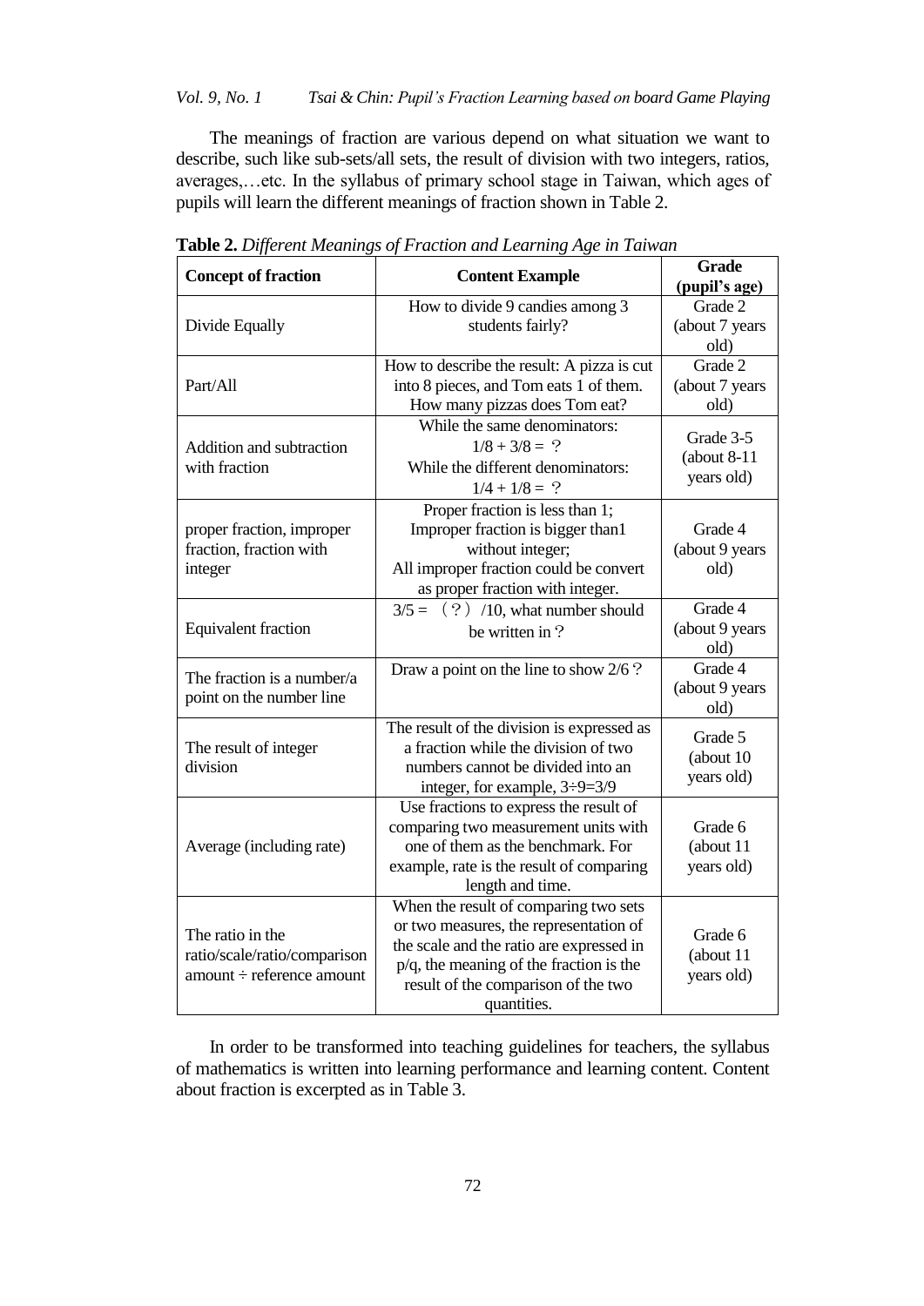The meanings of fraction are various depend on what situation we want to describe, such like sub-sets/all sets, the result of division with two integers, ratios, averages,…etc. In the syllabus of primary school stage in Taiwan, which ages of pupils will learn the different meanings of fraction shown in Table 2.

**Table 2.** *Different Meanings of Fraction and Learning Age in Taiwan*

| Concept of fraction | Content Example | Grade (pupil's age) |
|---|---|---|
| Divide Equally | How to divide 9 candies among 3 students fairly? | Grade 2 (about 7 years old) |
| Part/All | How to describe the result: A pizza is cut into 8 pieces, and Tom eats 1 of them. How many pizzas does Tom eat? | Grade 2 (about 7 years old) |
| Addition and subtraction with fraction | While the same denominators: $1/8 + 3/8 =$ ? While the different denominators: $1/4 + 1/8 =$ ? | Grade 3-5 (about 8-11 years old) |
| proper fraction, improper fraction, fraction with integer | Proper fraction is less than 1; Improper fraction is bigger than1 without integer; All improper fraction could be convert as proper fraction with integer. | Grade 4 (about 9 years old) |
| Equivalent fraction | $3/5 =$ （?）/10, what number should be written in ? | Grade 4 (about 9 years old) |
| The fraction is a number/a point on the number line | Draw a point on the line to show 2/6 ? | Grade 4 (about 9 years old) |
| The result of integer division | The result of the division is expressed as a fraction while the division of two numbers cannot be divided into an integer, for example, $3\div9=3/9$ | Grade 5 (about 10 years old) |
| Average (including rate) | Use fractions to express the result of comparing two measurement units with one of them as the benchmark. For example, rate is the result of comparing length and time. | Grade 6 (about 11 years old) |
| The ratio in the ratio/scale/ratio/comparison amount ÷ reference amount | When the result of comparing two sets or two measures, the representation of the scale and the ratio are expressed in p/q, the meaning of the fraction is the result of the comparison of the two quantities. | Grade 6 (about 11 years old) |

In order to be transformed into teaching guidelines for teachers, the syllabus of mathematics is written into learning performance and learning content. Content about fraction is excerpted as in Table 3.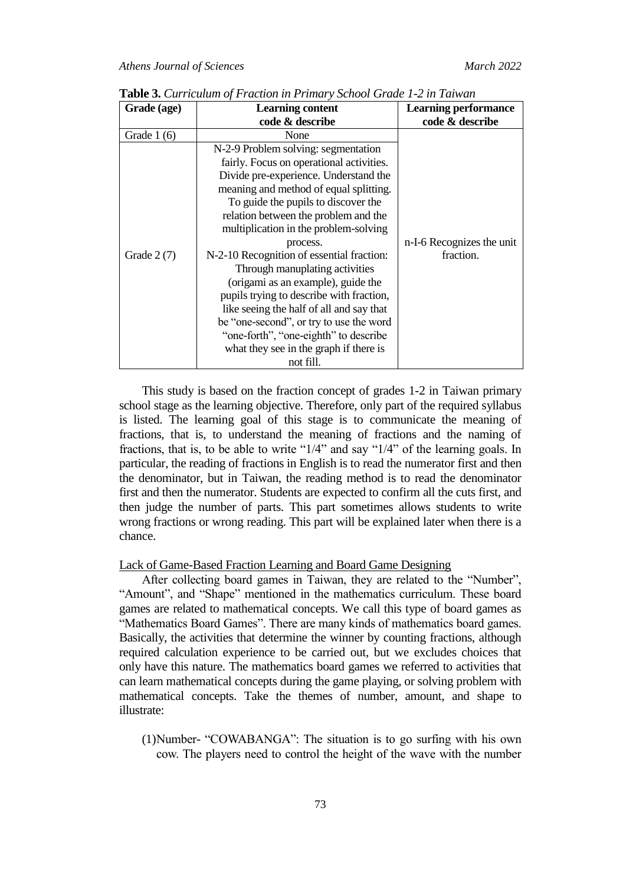**Table 3.** *Curriculum of Fraction in Primary School Grade 1-2 in Taiwan*

| Grade (age) | Learning content code & describe | Learning performance code & describe |
|---|---|---|
| Grade 1 (6) | None | |
| Grade 2 (7) | N-2-9 Problem solving: segmentation fairly. Focus on operational activities. Divide pre-experience. Understand the meaning and method of equal splitting. To guide the pupils to discover the relation between the problem and the multiplication in the problem-solving process.<br>N-2-10 Recognition of essential fraction: Through manuplating activities (origami as an example), guide the pupils trying to describe with fraction, like seeing the half of all and say that be "one-second", or try to use the word "one-forth", "one-eighth" to describe what they see in the graph if there is not fill. | n-I-6 Recognizes the unit fraction. |

This study is based on the fraction concept of grades 1-2 in Taiwan primary school stage as the learning objective. Therefore, only part of the required syllabus is listed. The learning goal of this stage is to communicate the meaning of fractions, that is, to understand the meaning of fractions and the naming of fractions, that is, to be able to write "1/4" and say "1/4" of the learning goals. In particular, the reading of fractions in English is to read the numerator first and then the denominator, but in Taiwan, the reading method is to read the denominator first and then the numerator. Students are expected to confirm all the cuts first, and then judge the number of parts. This part sometimes allows students to write wrong fractions or wrong reading. This part will be explained later when there is a chance.

Lack of Game-Based Fraction Learning and Board Game Designing

After collecting board games in Taiwan, they are related to the "Number", "Amount", and "Shape" mentioned in the mathematics curriculum. These board games are related to mathematical concepts. We call this type of board games as "Mathematics Board Games". There are many kinds of mathematics board games. Basically, the activities that determine the winner by counting fractions, although required calculation experience to be carried out, but we excludes choices that only have this nature. The mathematics board games we referred to activities that can learn mathematical concepts during the game playing, or solving problem with mathematical concepts. Take the themes of number, amount, and shape to illustrate:

(1)Number- "COWABANGA": The situation is to go surfing with his own cow. The players need to control the height of the wave with the number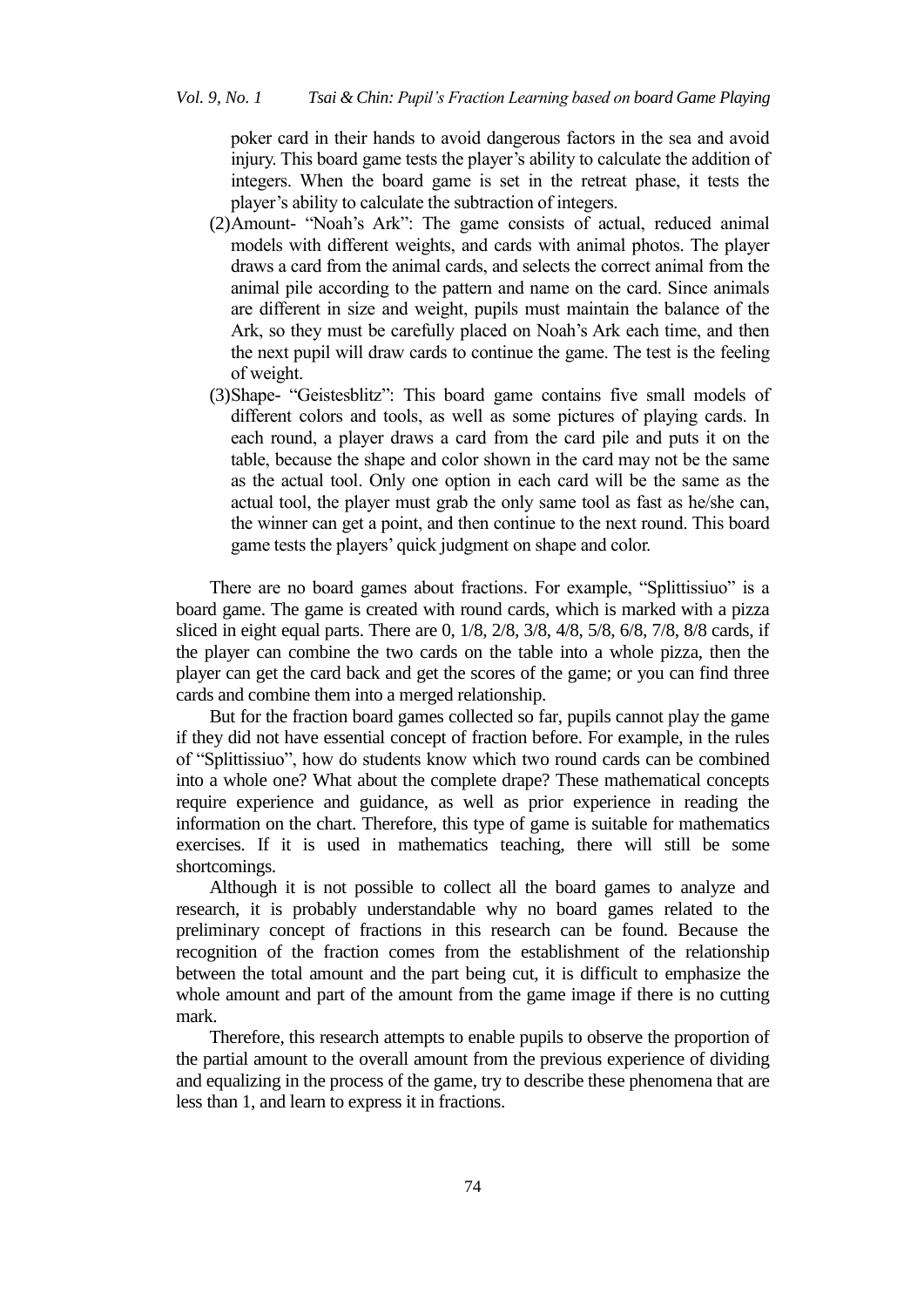poker card in their hands to avoid dangerous factors in the sea and avoid injury. This board game tests the player's ability to calculate the addition of integers. When the board game is set in the retreat phase, it tests the player's ability to calculate the subtraction of integers.

(2) Amount- "Noah's Ark": The game consists of actual, reduced animal models with different weights, and cards with animal photos. The player draws a card from the animal cards, and selects the correct animal from the animal pile according to the pattern and name on the card. Since animals are different in size and weight, pupils must maintain the balance of the Ark, so they must be carefully placed on Noah's Ark each time, and then the next pupil will draw cards to continue the game. The test is the feeling of weight.

(3) Shape- "Geistesblitz": This board game contains five small models of different colors and tools, as well as some pictures of playing cards. In each round, a player draws a card from the card pile and puts it on the table, because the shape and color shown in the card may not be the same as the actual tool. Only one option in each card will be the same as the actual tool, the player must grab the only same tool as fast as he/she can, the winner can get a point, and then continue to the next round. This board game tests the players' quick judgment on shape and color.

There are no board games about fractions. For example, "Splittissiuo" is a board game. The game is created with round cards, which is marked with a pizza sliced in eight equal parts. There are 0, 1/8, 2/8, 3/8, 4/8, 5/8, 6/8, 7/8, 8/8 cards, if the player can combine the two cards on the table into a whole pizza, then the player can get the card back and get the scores of the game; or you can find three cards and combine them into a merged relationship.

But for the fraction board games collected so far, pupils cannot play the game if they did not have essential concept of fraction before. For example, in the rules of "Splittissiuo", how do students know which two round cards can be combined into a whole one? What about the complete drape? These mathematical concepts require experience and guidance, as well as prior experience in reading the information on the chart. Therefore, this type of game is suitable for mathematics exercises. If it is used in mathematics teaching, there will still be some shortcomings.

Although it is not possible to collect all the board games to analyze and research, it is probably understandable why no board games related to the preliminary concept of fractions in this research can be found. Because the recognition of the fraction comes from the establishment of the relationship between the total amount and the part being cut, it is difficult to emphasize the whole amount and part of the amount from the game image if there is no cutting mark.

Therefore, this research attempts to enable pupils to observe the proportion of the partial amount to the overall amount from the previous experience of dividing and equalizing in the process of the game, try to describe these phenomena that are less than 1, and learn to express it in fractions.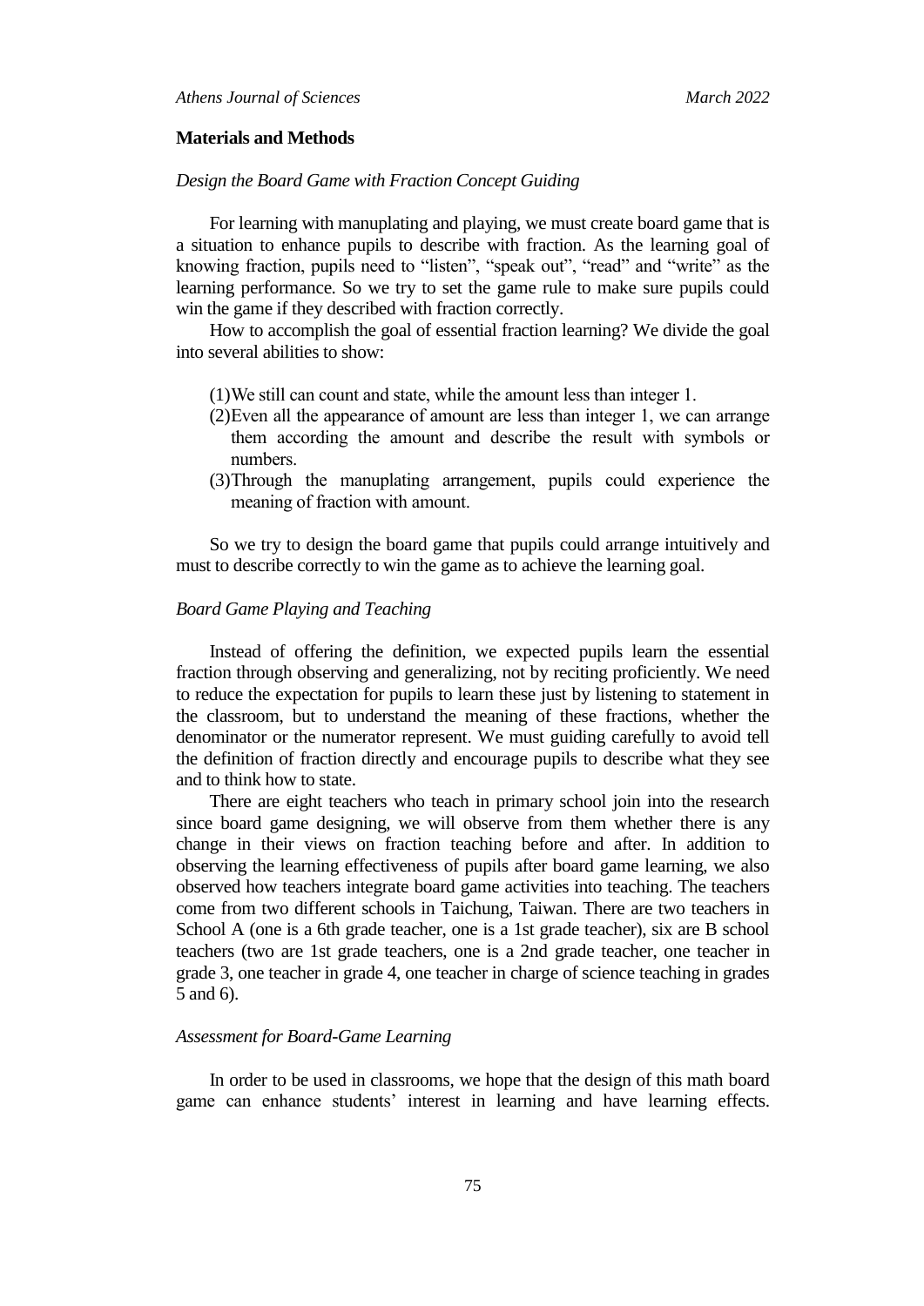## Materials and Methods

### *Design the Board Game with Fraction Concept Guiding*

For learning with manuplating and playing, we must create board game that is a situation to enhance pupils to describe with fraction. As the learning goal of knowing fraction, pupils need to "listen", "speak out", "read" and "write" as the learning performance. So we try to set the game rule to make sure pupils could win the game if they described with fraction correctly.

How to accomplish the goal of essential fraction learning? We divide the goal into several abilities to show:

(1) We still can count and state, while the amount less than integer 1.
(2) Even all the appearance of amount are less than integer 1, we can arrange them according the amount and describe the result with symbols or numbers.
(3) Through the manuplating arrangement, pupils could experience the meaning of fraction with amount.

So we try to design the board game that pupils could arrange intuitively and must to describe correctly to win the game as to achieve the learning goal.

### *Board Game Playing and Teaching*

Instead of offering the definition, we expected pupils learn the essential fraction through observing and generalizing, not by reciting proficiently. We need to reduce the expectation for pupils to learn these just by listening to statement in the classroom, but to understand the meaning of these fractions, whether the denominator or the numerator represent. We must guiding carefully to avoid tell the definition of fraction directly and encourage pupils to describe what they see and to think how to state.

There are eight teachers who teach in primary school join into the research since board game designing, we will observe from them whether there is any change in their views on fraction teaching before and after. In addition to observing the learning effectiveness of pupils after board game learning, we also observed how teachers integrate board game activities into teaching. The teachers come from two different schools in Taichung, Taiwan. There are two teachers in School A (one is a 6th grade teacher, one is a 1st grade teacher), six are B school teachers (two are 1st grade teachers, one is a 2nd grade teacher, one teacher in grade 3, one teacher in grade 4, one teacher in charge of science teaching in grades 5 and 6).

### *Assessment for Board-Game Learning*

In order to be used in classrooms, we hope that the design of this math board game can enhance students' interest in learning and have learning effects.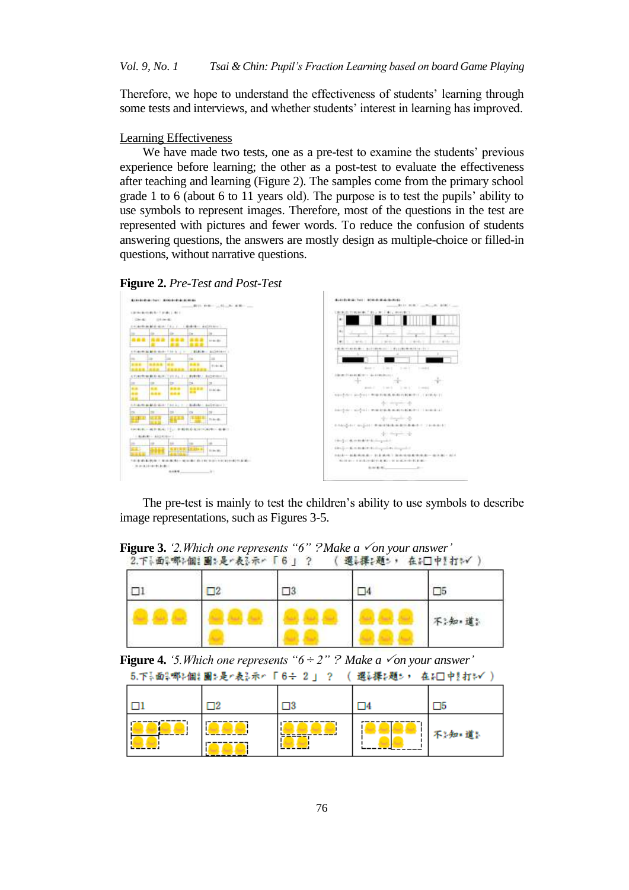Therefore, we hope to understand the effectiveness of students' learning through some tests and interviews, and whether students' interest in learning has improved.

Learning Effectiveness

We have made two tests, one as a pre-test to examine the students' previous experience before learning; the other as a post-test to evaluate the effectiveness after teaching and learning (Figure 2). The samples come from the primary school grade 1 to 6 (about 6 to 11 years old). The purpose is to test the pupils' ability to use symbols to represent images. Therefore, most of the questions in the test are represented with pictures and fewer words. To reduce the confusion of students answering questions, the answers are mostly design as multiple-choice or filled-in questions, without narrative questions.

**Figure 2.** *Pre-Test and Post-Test*

The pre-test is mainly to test the children's ability to use symbols to describe image representations, such as Figures 3-5.

**Figure 3.** *'2.Which one represents "6" ?Make a ✓on your answer'*

2.下面哪個圖是表示「6」？ （選擇題，在□中打✓）

| □1 | □2 | □3 | □4 | □5 |
|---|---|---|---|---|
| | | | | 不知道 |

**Figure 4.** *'5.Which one represents "6 ÷ 2" ? Make a ✓on your answer'*

5.下面哪個圖是表示「6÷ 2」？ （選擇題，在□中打✓）

| □1 | □2 | □3 | □4 | □5 |
|---|---|---|---|---|
| | | | | 不知道 |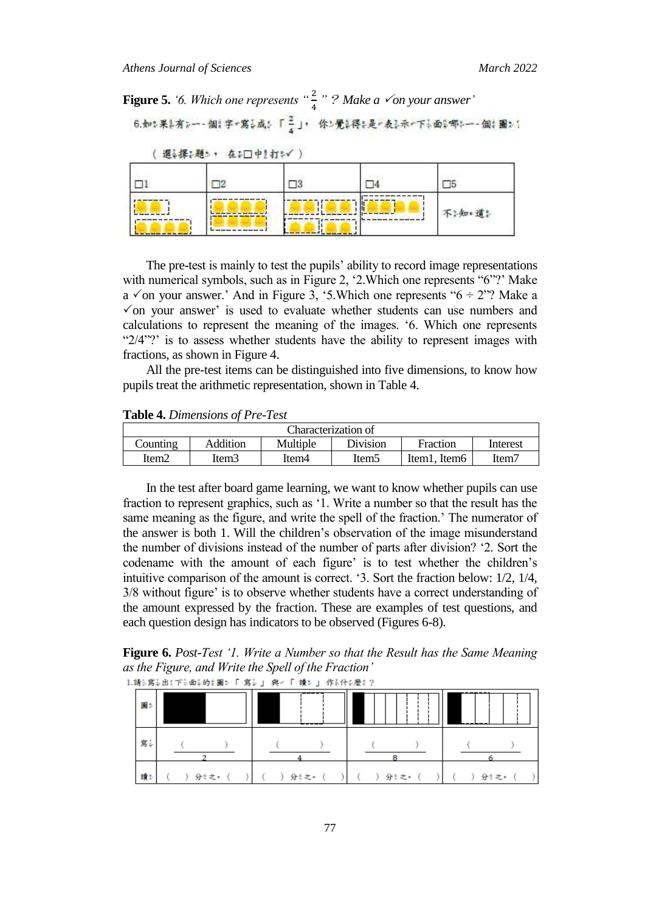**Figure 5.** *'6. Which one represents "$\frac{2}{4}$"? Make a ✓on your answer'*

6.如果有一個字寫成「$\frac{2}{4}$」，你覺得是表示下面哪一個圖？

（選擇題，在□中打✓）

| □1 | □2 | □3 | □4 | □5 |
|---|---|---|---|---|
| | | | | 不知道 |

The pre-test is mainly to test the pupils' ability to record image representations with numerical symbols, such as in Figure 2, '2.Which one represents "6"?' Make a ✓on your answer.' And in Figure 3, '5.Which one represents "6 ÷ 2"? Make a ✓on your answer' is used to evaluate whether students can use numbers and calculations to represent the meaning of the images. '6. Which one represents "2/4"?' is to assess whether students have the ability to represent images with fractions, as shown in Figure 4.

All the pre-test items can be distinguished into five dimensions, to know how pupils treat the arithmetic representation, shown in Table 4.

**Table 4.** *Dimensions of Pre-Test*

| Characterization of | | | | | |
|---|---|---|---|---|---|
| Counting | Addition | Multiple | Division | Fraction | Interest |
| Item2 | Item3 | Item4 | Item5 | Item1, Item6 | Item7 |

In the test after board game learning, we want to know whether pupils can use fraction to represent graphics, such as '1. Write a number so that the result has the same meaning as the figure, and write the spell of the fraction.' The numerator of the answer is both 1. Will the children's observation of the image misunderstand the number of divisions instead of the number of parts after division? '2. Sort the codename with the amount of each figure' is to test whether the children's intuitive comparison of the amount is correct. '3. Sort the fraction below: 1/2, 1/4, 3/8 without figure' is to observe whether students have a correct understanding of the amount expressed by the fraction. These are examples of test questions, and each question design has indicators to be observed (Figures 6-8).

**Figure 6.** *Post-Test '1. Write a Number so that the Result has the Same Meaning as the Figure, and Write the Spell of the Fraction'*

1.請寫出下面的圖「寫」與「讀」作什麼？

| 圖 | | | | |
|---|---|---|---|---|
| 寫 | $\frac{(\quad)}{2}$ | $\frac{(\quad)}{4}$ | $\frac{(\quad)}{8}$ | $\frac{(\quad)}{6}$ |
| 讀 | （ ）分之（ ） | （ ）分之（ ） | （ ）分之（ ） | （ ）分之（ ） |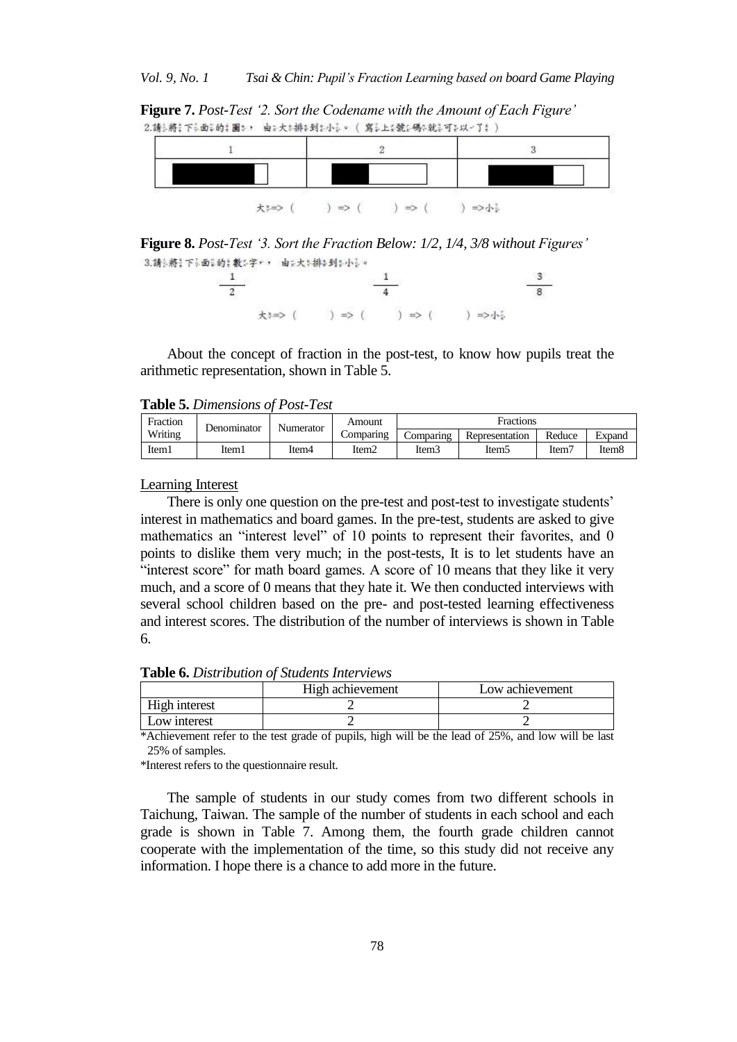**Figure 7.** *Post-Test '2. Sort the Codename with the Amount of Each Figure'*

2.請將下面的圖，由大排到小。（寫上號碼就可以了）

| 1 | 2 | 3 |
|---|---|---|
| | | |

大=> (　　) => (　　) => (　　) =>小

**Figure 8.** *Post-Test '3. Sort the Fraction Below: 1/2, 1/4, 3/8 without Figures'*

3.請將下面的數字，由大排到小。

$\frac{1}{2}$　　　　$\frac{1}{4}$　　　　$\frac{3}{8}$

大=> (　　) => (　　) => (　　) =>小

About the concept of fraction in the post-test, to know how pupils treat the arithmetic representation, shown in Table 5.

**Table 5.** *Dimensions of Post-Test*

| Fraction Writing | Denominator | Numerator | Amount Comparing | Fractions | | | |
|---|---|---|---|---|---|---|---|
| | | | | Comparing | Representation | Reduce | Expand |
| Item1 | Item1 | Item4 | Item2 | Item3 | Item5 | Item7 | Item8 |

Learning Interest

There is only one question on the pre-test and post-test to investigate students' interest in mathematics and board games. In the pre-test, students are asked to give mathematics an "interest level" of 10 points to represent their favorites, and 0 points to dislike them very much; in the post-tests, It is to let students have an "interest score" for math board games. A score of 10 means that they like it very much, and a score of 0 means that they hate it. We then conducted interviews with several school children based on the pre- and post-tested learning effectiveness and interest scores. The distribution of the number of interviews is shown in Table 6.

**Table 6.** *Distribution of Students Interviews*

| | High achievement | Low achievement |
|---|---|---|
| High interest | 2 | 2 |
| Low interest | 2 | 2 |

*Achievement refer to the test grade of pupils, high will be the lead of 25%, and low will be last 25% of samples.

*Interest refers to the questionnaire result.

The sample of students in our study comes from two different schools in Taichung, Taiwan. The sample of the number of students in each school and each grade is shown in Table 7. Among them, the fourth grade children cannot cooperate with the implementation of the time, so this study did not receive any information. I hope there is a chance to add more in the future.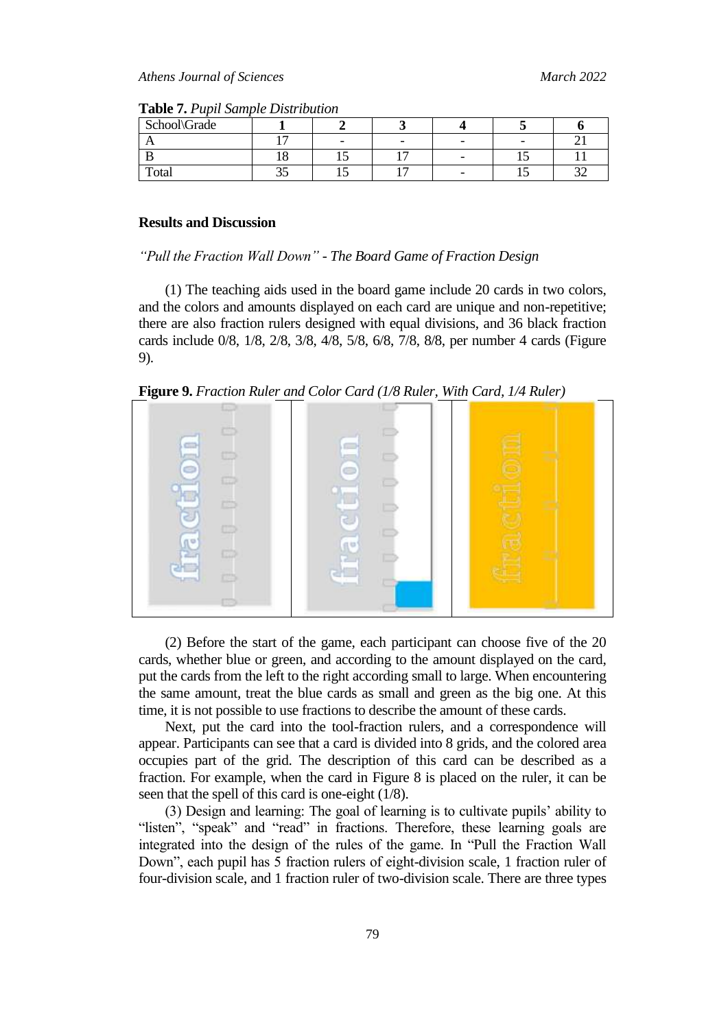**Table 7.** *Pupil Sample Distribution*

| School\Grade | **1** | **2** | **3** | **4** | **5** | **6** |
|---|---|---|---|---|---|---|
| A | 17 | - | - | - | - | 21 |
| B | 18 | 15 | 17 | - | 15 | 11 |
| Total | 35 | 15 | 17 | - | 15 | 32 |

## Results and Discussion

### *"Pull the Fraction Wall Down" - The Board Game of Fraction Design*

(1) The teaching aids used in the board game include 20 cards in two colors, and the colors and amounts displayed on each card are unique and non-repetitive; there are also fraction rulers designed with equal divisions, and 36 black fraction cards include 0/8, 1/8, 2/8, 3/8, 4/8, 5/8, 6/8, 7/8, 8/8, per number 4 cards (Figure 9).

**Figure 9.** *Fraction Ruler and Color Card (1/8 Ruler, With Card, 1/4 Ruler)*

(2) Before the start of the game, each participant can choose five of the 20 cards, whether blue or green, and according to the amount displayed on the card, put the cards from the left to the right according small to large. When encountering the same amount, treat the blue cards as small and green as the big one. At this time, it is not possible to use fractions to describe the amount of these cards.

Next, put the card into the tool-fraction rulers, and a correspondence will appear. Participants can see that a card is divided into 8 grids, and the colored area occupies part of the grid. The description of this card can be described as a fraction. For example, when the card in Figure 8 is placed on the ruler, it can be seen that the spell of this card is one-eight (1/8).

(3) Design and learning: The goal of learning is to cultivate pupils' ability to "listen", "speak" and "read" in fractions. Therefore, these learning goals are integrated into the design of the rules of the game. In "Pull the Fraction Wall Down", each pupil has 5 fraction rulers of eight-division scale, 1 fraction ruler of four-division scale, and 1 fraction ruler of two-division scale. There are three types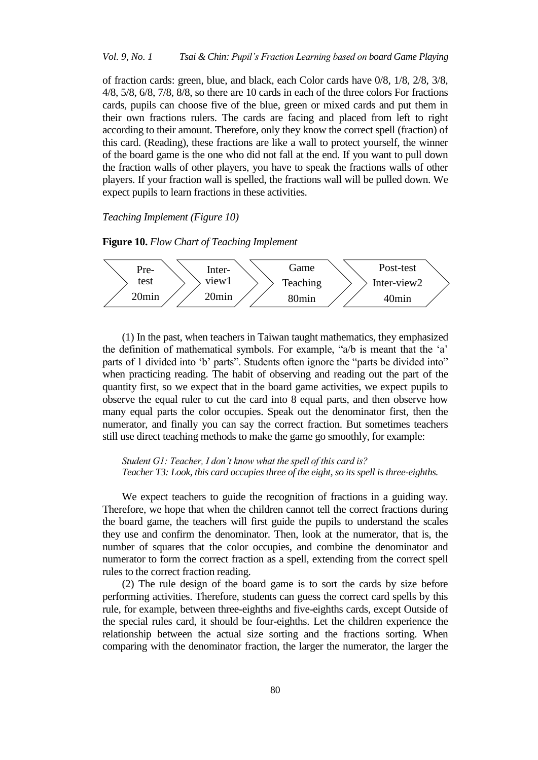of fraction cards: green, blue, and black, each Color cards have 0/8, 1/8, 2/8, 3/8, 4/8, 5/8, 6/8, 7/8, 8/8, so there are 10 cards in each of the three colors For fractions cards, pupils can choose five of the blue, green or mixed cards and put them in their own fractions rulers. The cards are facing and placed from left to right according to their amount. Therefore, only they know the correct spell (fraction) of this card. (Reading), these fractions are like a wall to protect yourself, the winner of the board game is the one who did not fall at the end. If you want to pull down the fraction walls of other players, you have to speak the fractions walls of other players. If your fraction wall is spelled, the fractions wall will be pulled down. We expect pupils to learn fractions in these activities.

*Teaching Implement (Figure 10)*

**Figure 10.** *Flow Chart of Teaching Implement*

| Pre-test 20min | Inter-view1 20min | Game Teaching 80min | Post-test Inter-view2 40min |
|---|---|---|---|

(1) In the past, when teachers in Taiwan taught mathematics, they emphasized the definition of mathematical symbols. For example, "a/b is meant that the 'a' parts of 1 divided into 'b' parts". Students often ignore the "parts be divided into" when practicing reading. The habit of observing and reading out the part of the quantity first, so we expect that in the board game activities, we expect pupils to observe the equal ruler to cut the card into 8 equal parts, and then observe how many equal parts the color occupies. Speak out the denominator first, then the numerator, and finally you can say the correct fraction. But sometimes teachers still use direct teaching methods to make the game go smoothly, for example:

> *Student G1: Teacher, I don't know what the spell of this card is?*
> *Teacher T3: Look, this card occupies three of the eight, so its spell is three-eighths.*

We expect teachers to guide the recognition of fractions in a guiding way. Therefore, we hope that when the children cannot tell the correct fractions during the board game, the teachers will first guide the pupils to understand the scales they use and confirm the denominator. Then, look at the numerator, that is, the number of squares that the color occupies, and combine the denominator and numerator to form the correct fraction as a spell, extending from the correct spell rules to the correct fraction reading.

(2) The rule design of the board game is to sort the cards by size before performing activities. Therefore, students can guess the correct card spells by this rule, for example, between three-eighths and five-eighths cards, except Outside of the special rules card, it should be four-eighths. Let the children experience the relationship between the actual size sorting and the fractions sorting. When comparing with the denominator fraction, the larger the numerator, the larger the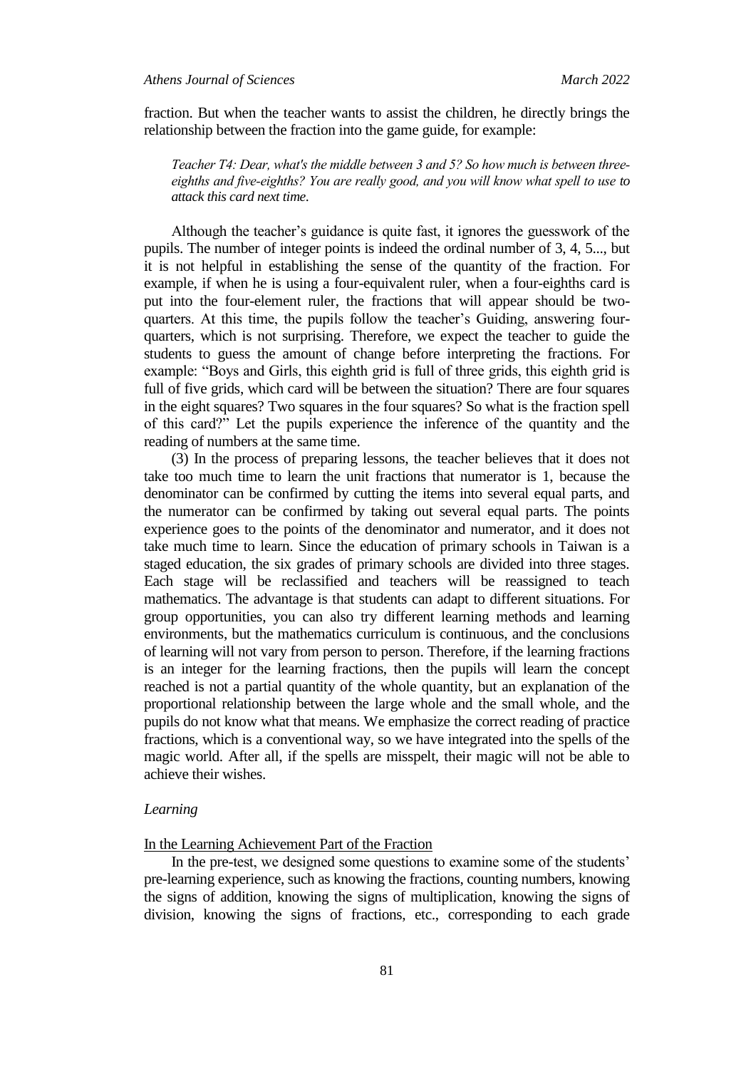fraction. But when the teacher wants to assist the children, he directly brings the relationship between the fraction into the game guide, for example:

> *Teacher T4: Dear, what's the middle between 3 and 5? So how much is between three-eighths and five-eighths? You are really good, and you will know what spell to use to attack this card next time.*

Although the teacher's guidance is quite fast, it ignores the guesswork of the pupils. The number of integer points is indeed the ordinal number of 3, 4, 5..., but it is not helpful in establishing the sense of the quantity of the fraction. For example, if when he is using a four-equivalent ruler, when a four-eighths card is put into the four-element ruler, the fractions that will appear should be two-quarters. At this time, the pupils follow the teacher's Guiding, answering four-quarters, which is not surprising. Therefore, we expect the teacher to guide the students to guess the amount of change before interpreting the fractions. For example: "Boys and Girls, this eighth grid is full of three grids, this eighth grid is full of five grids, which card will be between the situation? There are four squares in the eight squares? Two squares in the four squares? So what is the fraction spell of this card?" Let the pupils experience the inference of the quantity and the reading of numbers at the same time.

(3) In the process of preparing lessons, the teacher believes that it does not take too much time to learn the unit fractions that numerator is 1, because the denominator can be confirmed by cutting the items into several equal parts, and the numerator can be confirmed by taking out several equal parts. The points experience goes to the points of the denominator and numerator, and it does not take much time to learn. Since the education of primary schools in Taiwan is a staged education, the six grades of primary schools are divided into three stages. Each stage will be reclassified and teachers will be reassigned to teach mathematics. The advantage is that students can adapt to different situations. For group opportunities, you can also try different learning methods and learning environments, but the mathematics curriculum is continuous, and the conclusions of learning will not vary from person to person. Therefore, if the learning fractions is an integer for the learning fractions, then the pupils will learn the concept reached is not a partial quantity of the whole quantity, but an explanation of the proportional relationship between the large whole and the small whole, and the pupils do not know what that means. We emphasize the correct reading of practice fractions, which is a conventional way, so we have integrated into the spells of the magic world. After all, if the spells are misspelt, their magic will not be able to achieve their wishes.

*Learning*

In the Learning Achievement Part of the Fraction

In the pre-test, we designed some questions to examine some of the students' pre-learning experience, such as knowing the fractions, counting numbers, knowing the signs of addition, knowing the signs of multiplication, knowing the signs of division, knowing the signs of fractions, etc., corresponding to each grade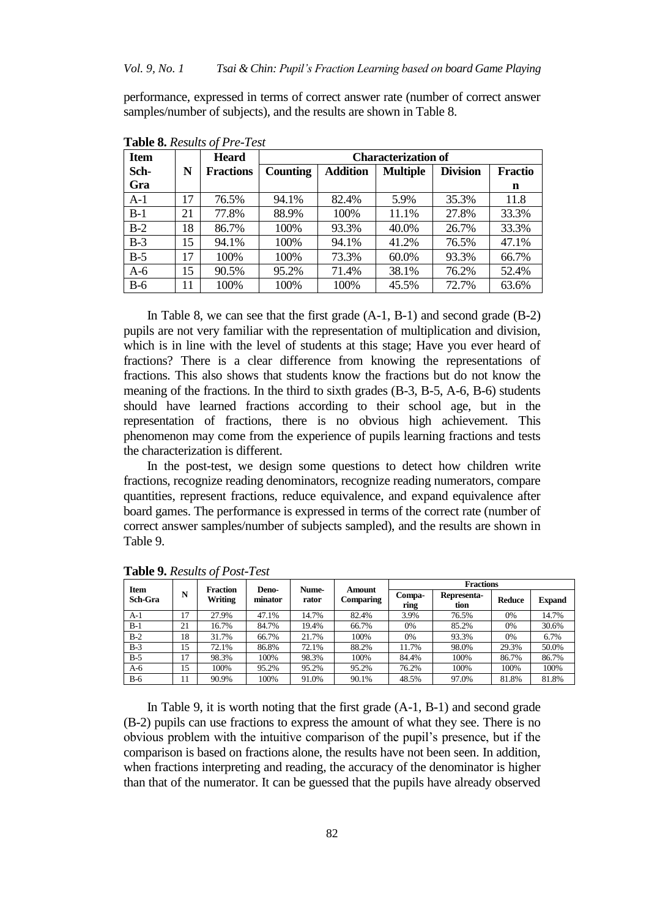performance, expressed in terms of correct answer rate (number of correct answer samples/number of subjects), and the results are shown in Table 8.

**Table 8.** *Results of Pre-Test*

| Item Sch-Gra | N | Heard Fractions | Characterization of | | | | |
|---|---|---|---|---|---|---|---|
| | | | Counting | Addition | Multiple | Division | Fraction |
| A-1 | 17 | 76.5% | 94.1% | 82.4% | 5.9% | 35.3% | 11.8 |
| B-1 | 21 | 77.8% | 88.9% | 100% | 11.1% | 27.8% | 33.3% |
| B-2 | 18 | 86.7% | 100% | 93.3% | 40.0% | 26.7% | 33.3% |
| B-3 | 15 | 94.1% | 100% | 94.1% | 41.2% | 76.5% | 47.1% |
| B-5 | 17 | 100% | 100% | 73.3% | 60.0% | 93.3% | 66.7% |
| A-6 | 15 | 90.5% | 95.2% | 71.4% | 38.1% | 76.2% | 52.4% |
| B-6 | 11 | 100% | 100% | 100% | 45.5% | 72.7% | 63.6% |

In Table 8, we can see that the first grade (A-1, B-1) and second grade (B-2) pupils are not very familiar with the representation of multiplication and division, which is in line with the level of students at this stage; Have you ever heard of fractions? There is a clear difference from knowing the representations of fractions. This also shows that students know the fractions but do not know the meaning of the fractions. In the third to sixth grades (B-3, B-5, A-6, B-6) students should have learned fractions according to their school age, but in the representation of fractions, there is no obvious high achievement. This phenomenon may come from the experience of pupils learning fractions and tests the characterization is different.

In the post-test, we design some questions to detect how children write fractions, recognize reading denominators, recognize reading numerators, compare quantities, represent fractions, reduce equivalence, and expand equivalence after board games. The performance is expressed in terms of the correct rate (number of correct answer samples/number of subjects sampled), and the results are shown in Table 9.

**Table 9.** *Results of Post-Test*

| Item Sch-Gra | N | Fraction Writing | Deno-minator | Nume-rator | Amount Comparing | Fractions | | | |
|---|---|---|---|---|---|---|---|---|---|
| | | | | | | Compa-ring | Representa-tion | Reduce | Expand |
| A-1 | 17 | 27.9% | 47.1% | 14.7% | 82.4% | 3.9% | 76.5% | 0% | 14.7% |
| B-1 | 21 | 16.7% | 84.7% | 19.4% | 66.7% | 0% | 85.2% | 0% | 30.6% |
| B-2 | 18 | 31.7% | 66.7% | 21.7% | 100% | 0% | 93.3% | 0% | 6.7% |
| B-3 | 15 | 72.1% | 86.8% | 72.1% | 88.2% | 11.7% | 98.0% | 29.3% | 50.0% |
| B-5 | 17 | 98.3% | 100% | 98.3% | 100% | 84.4% | 100% | 86.7% | 86.7% |
| A-6 | 15 | 100% | 95.2% | 95.2% | 95.2% | 76.2% | 100% | 100% | 100% |
| B-6 | 11 | 90.9% | 100% | 91.0% | 90.1% | 48.5% | 97.0% | 81.8% | 81.8% |

In Table 9, it is worth noting that the first grade (A-1, B-1) and second grade (B-2) pupils can use fractions to express the amount of what they see. There is no obvious problem with the intuitive comparison of the pupil's presence, but if the comparison is based on fractions alone, the results have not been seen. In addition, when fractions interpreting and reading, the accuracy of the denominator is higher than that of the numerator. It can be guessed that the pupils have already observed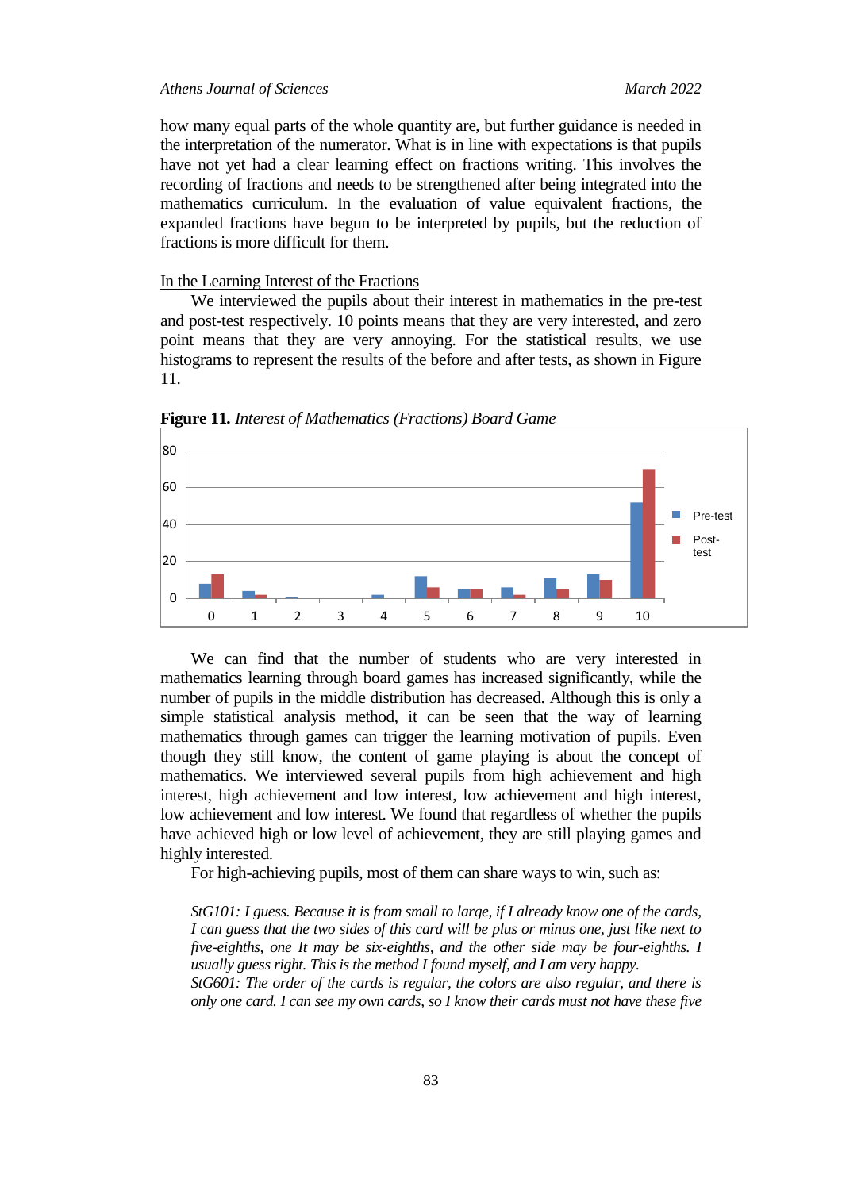how many equal parts of the whole quantity are, but further guidance is needed in the interpretation of the numerator. What is in line with expectations is that pupils have not yet had a clear learning effect on fractions writing. This involves the recording of fractions and needs to be strengthened after being integrated into the mathematics curriculum. In the evaluation of value equivalent fractions, the expanded fractions have begun to be interpreted by pupils, but the reduction of fractions is more difficult for them.

In the Learning Interest of the Fractions

We interviewed the pupils about their interest in mathematics in the pre-test and post-test respectively. 10 points means that they are very interested, and zero point means that they are very annoying. For the statistical results, we use histograms to represent the results of the before and after tests, as shown in Figure 11.

**Figure 11.** *Interest of Mathematics (Fractions) Board Game*

We can find that the number of students who are very interested in mathematics learning through board games has increased significantly, while the number of pupils in the middle distribution has decreased. Although this is only a simple statistical analysis method, it can be seen that the way of learning mathematics through games can trigger the learning motivation of pupils. Even though they still know, the content of game playing is about the concept of mathematics. We interviewed several pupils from high achievement and high interest, high achievement and low interest, low achievement and high interest, low achievement and low interest. We found that regardless of whether the pupils have achieved high or low level of achievement, they are still playing games and highly interested.

For high-achieving pupils, most of them can share ways to win, such as:

*StG101: I guess. Because it is from small to large, if I already know one of the cards, I can guess that the two sides of this card will be plus or minus one, just like next to five-eighths, one It may be six-eighths, and the other side may be four-eighths. I usually guess right. This is the method I found myself, and I am very happy.*

*StG601: The order of the cards is regular, the colors are also regular, and there is only one card. I can see my own cards, so I know their cards must not have these five*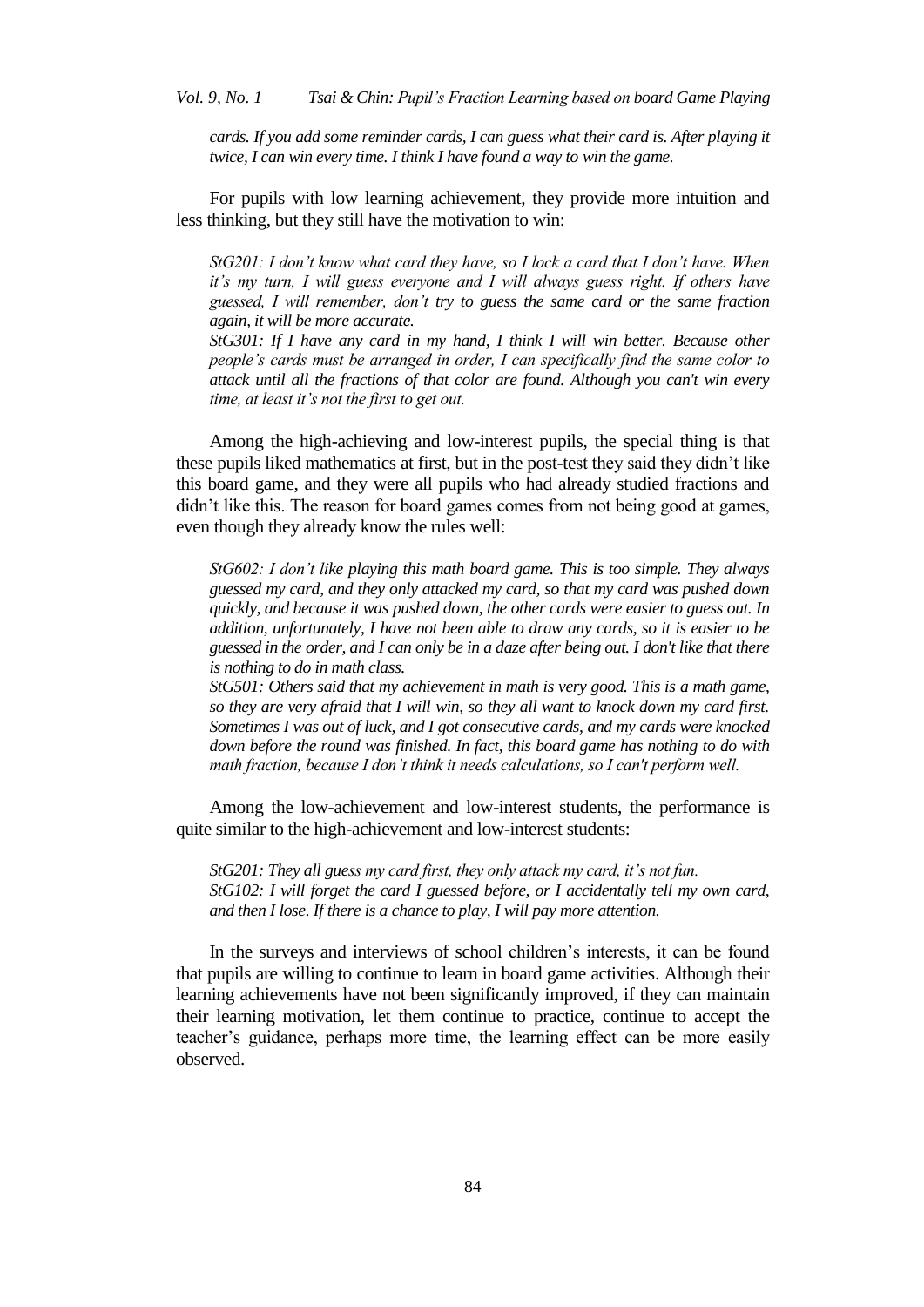*cards. If you add some reminder cards, I can guess what their card is. After playing it twice, I can win every time. I think I have found a way to win the game.*

For pupils with low learning achievement, they provide more intuition and less thinking, but they still have the motivation to win:

*StG201: I don't know what card they have, so I lock a card that I don't have. When it's my turn, I will guess everyone and I will always guess right. If others have guessed, I will remember, don't try to guess the same card or the same fraction again, it will be more accurate.*

*StG301: If I have any card in my hand, I think I will win better. Because other people's cards must be arranged in order, I can specifically find the same color to attack until all the fractions of that color are found. Although you can't win every time, at least it's not the first to get out.*

Among the high-achieving and low-interest pupils, the special thing is that these pupils liked mathematics at first, but in the post-test they said they didn't like this board game, and they were all pupils who had already studied fractions and didn't like this. The reason for board games comes from not being good at games, even though they already know the rules well:

*StG602: I don't like playing this math board game. This is too simple. They always guessed my card, and they only attacked my card, so that my card was pushed down quickly, and because it was pushed down, the other cards were easier to guess out. In addition, unfortunately, I have not been able to draw any cards, so it is easier to be guessed in the order, and I can only be in a daze after being out. I don't like that there is nothing to do in math class.*

*StG501: Others said that my achievement in math is very good. This is a math game, so they are very afraid that I will win, so they all want to knock down my card first. Sometimes I was out of luck, and I got consecutive cards, and my cards were knocked down before the round was finished. In fact, this board game has nothing to do with math fraction, because I don't think it needs calculations, so I can't perform well.*

Among the low-achievement and low-interest students, the performance is quite similar to the high-achievement and low-interest students:

*StG201: They all guess my card first, they only attack my card, it's not fun.*

*StG102: I will forget the card I guessed before, or I accidentally tell my own card, and then I lose. If there is a chance to play, I will pay more attention.*

In the surveys and interviews of school children's interests, it can be found that pupils are willing to continue to learn in board game activities. Although their learning achievements have not been significantly improved, if they can maintain their learning motivation, let them continue to practice, continue to accept the teacher's guidance, perhaps more time, the learning effect can be more easily observed.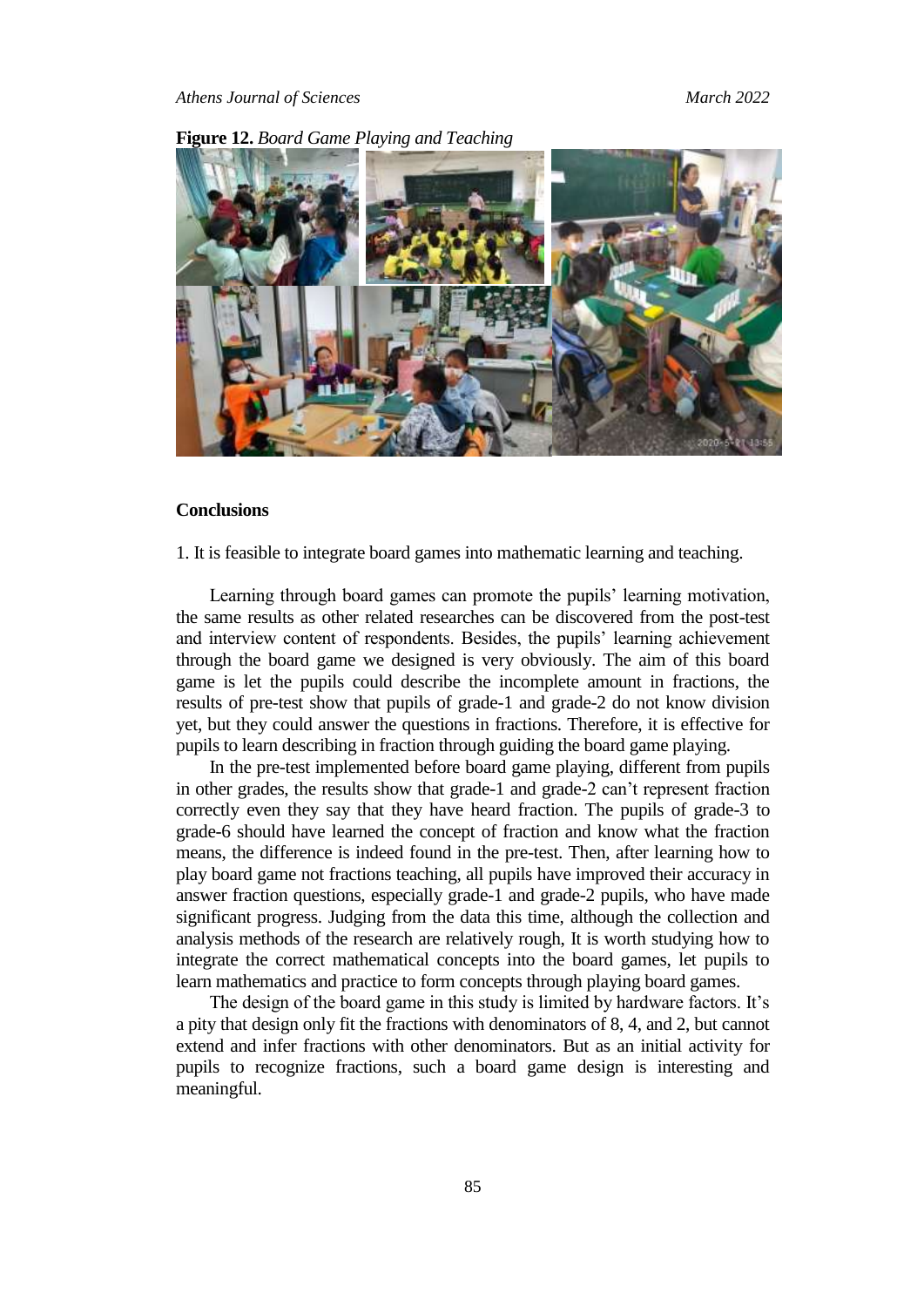**Figure 12.** *Board Game Playing and Teaching*

## Conclusions

1. It is feasible to integrate board games into mathematic learning and teaching.

Learning through board games can promote the pupils' learning motivation, the same results as other related researches can be discovered from the post-test and interview content of respondents. Besides, the pupils' learning achievement through the board game we designed is very obviously. The aim of this board game is let the pupils could describe the incomplete amount in fractions, the results of pre-test show that pupils of grade-1 and grade-2 do not know division yet, but they could answer the questions in fractions. Therefore, it is effective for pupils to learn describing in fraction through guiding the board game playing.

In the pre-test implemented before board game playing, different from pupils in other grades, the results show that grade-1 and grade-2 can't represent fraction correctly even they say that they have heard fraction. The pupils of grade-3 to grade-6 should have learned the concept of fraction and know what the fraction means, the difference is indeed found in the pre-test. Then, after learning how to play board game not fractions teaching, all pupils have improved their accuracy in answer fraction questions, especially grade-1 and grade-2 pupils, who have made significant progress. Judging from the data this time, although the collection and analysis methods of the research are relatively rough, It is worth studying how to integrate the correct mathematical concepts into the board games, let pupils to learn mathematics and practice to form concepts through playing board games.

The design of the board game in this study is limited by hardware factors. It's a pity that design only fit the fractions with denominators of 8, 4, and 2, but cannot extend and infer fractions with other denominators. But as an initial activity for pupils to recognize fractions, such a board game design is interesting and meaningful.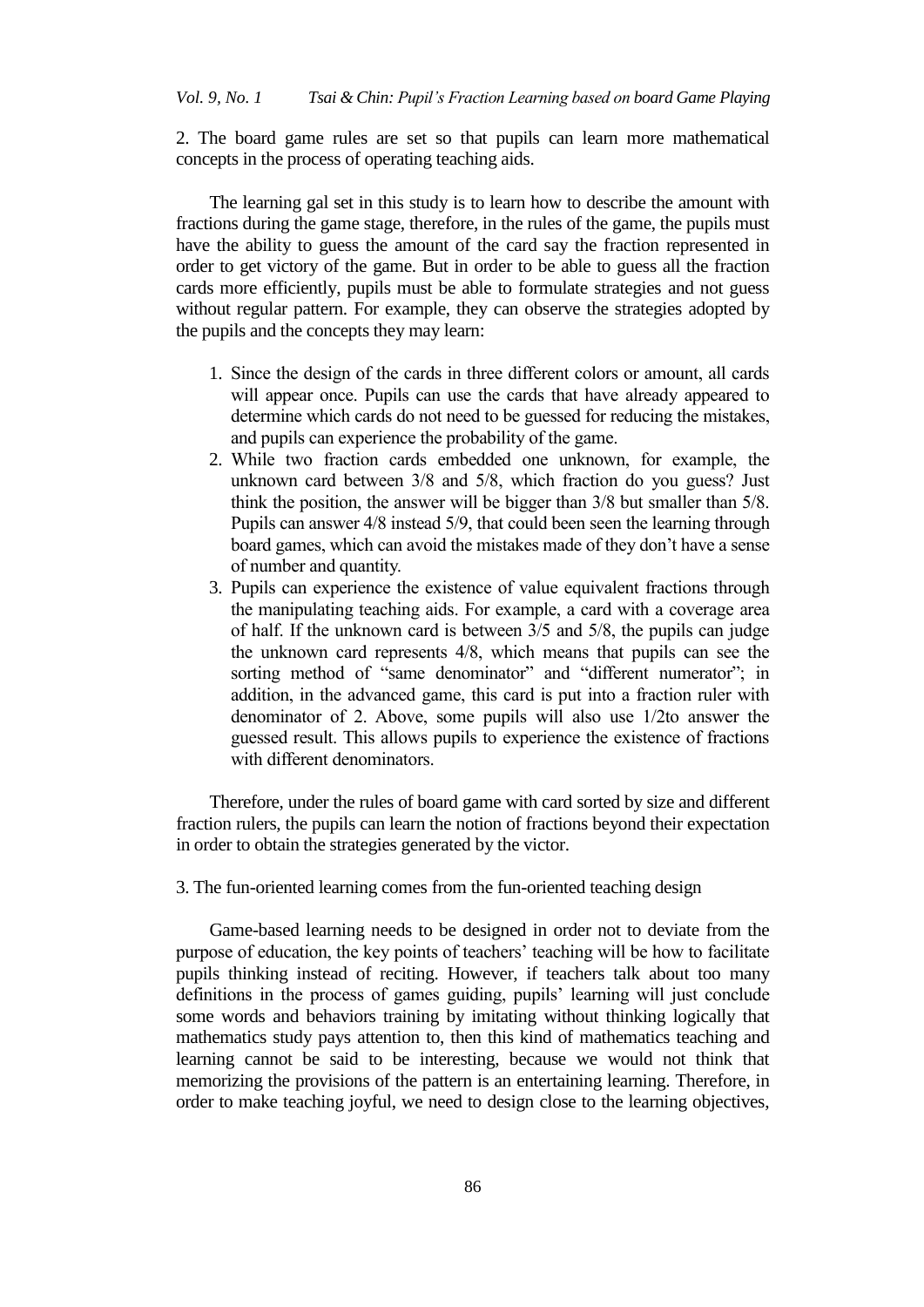2. The board game rules are set so that pupils can learn more mathematical concepts in the process of operating teaching aids.

The learning gal set in this study is to learn how to describe the amount with fractions during the game stage, therefore, in the rules of the game, the pupils must have the ability to guess the amount of the card say the fraction represented in order to get victory of the game. But in order to be able to guess all the fraction cards more efficiently, pupils must be able to formulate strategies and not guess without regular pattern. For example, they can observe the strategies adopted by the pupils and the concepts they may learn:

1. Since the design of the cards in three different colors or amount, all cards will appear once. Pupils can use the cards that have already appeared to determine which cards do not need to be guessed for reducing the mistakes, and pupils can experience the probability of the game.
2. While two fraction cards embedded one unknown, for example, the unknown card between 3/8 and 5/8, which fraction do you guess? Just think the position, the answer will be bigger than 3/8 but smaller than 5/8. Pupils can answer 4/8 instead 5/9, that could been seen the learning through board games, which can avoid the mistakes made of they don't have a sense of number and quantity.
3. Pupils can experience the existence of value equivalent fractions through the manipulating teaching aids. For example, a card with a coverage area of half. If the unknown card is between 3/5 and 5/8, the pupils can judge the unknown card represents 4/8, which means that pupils can see the sorting method of "same denominator" and "different numerator"; in addition, in the advanced game, this card is put into a fraction ruler with denominator of 2. Above, some pupils will also use 1/2to answer the guessed result. This allows pupils to experience the existence of fractions with different denominators.

Therefore, under the rules of board game with card sorted by size and different fraction rulers, the pupils can learn the notion of fractions beyond their expectation in order to obtain the strategies generated by the victor.

3. The fun-oriented learning comes from the fun-oriented teaching design

Game-based learning needs to be designed in order not to deviate from the purpose of education, the key points of teachers' teaching will be how to facilitate pupils thinking instead of reciting. However, if teachers talk about too many definitions in the process of games guiding, pupils' learning will just conclude some words and behaviors training by imitating without thinking logically that mathematics study pays attention to, then this kind of mathematics teaching and learning cannot be said to be interesting, because we would not think that memorizing the provisions of the pattern is an entertaining learning. Therefore, in order to make teaching joyful, we need to design close to the learning objectives,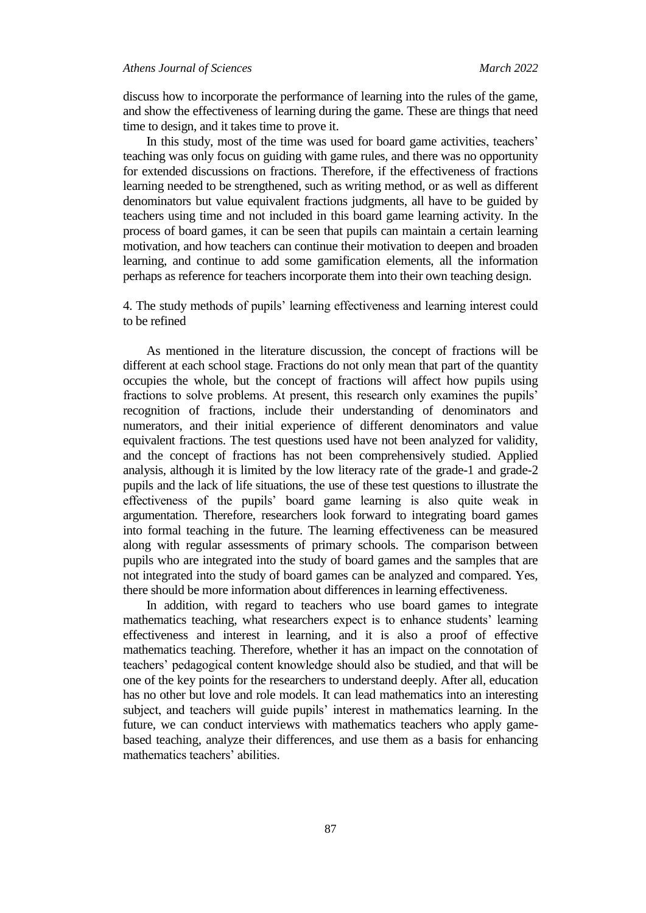discuss how to incorporate the performance of learning into the rules of the game, and show the effectiveness of learning during the game. These are things that need time to design, and it takes time to prove it.

In this study, most of the time was used for board game activities, teachers' teaching was only focus on guiding with game rules, and there was no opportunity for extended discussions on fractions. Therefore, if the effectiveness of fractions learning needed to be strengthened, such as writing method, or as well as different denominators but value equivalent fractions judgments, all have to be guided by teachers using time and not included in this board game learning activity. In the process of board games, it can be seen that pupils can maintain a certain learning motivation, and how teachers can continue their motivation to deepen and broaden learning, and continue to add some gamification elements, all the information perhaps as reference for teachers incorporate them into their own teaching design.

4. The study methods of pupils' learning effectiveness and learning interest could to be refined

As mentioned in the literature discussion, the concept of fractions will be different at each school stage. Fractions do not only mean that part of the quantity occupies the whole, but the concept of fractions will affect how pupils using fractions to solve problems. At present, this research only examines the pupils' recognition of fractions, include their understanding of denominators and numerators, and their initial experience of different denominators and value equivalent fractions. The test questions used have not been analyzed for validity, and the concept of fractions has not been comprehensively studied. Applied analysis, although it is limited by the low literacy rate of the grade-1 and grade-2 pupils and the lack of life situations, the use of these test questions to illustrate the effectiveness of the pupils' board game learning is also quite weak in argumentation. Therefore, researchers look forward to integrating board games into formal teaching in the future. The learning effectiveness can be measured along with regular assessments of primary schools. The comparison between pupils who are integrated into the study of board games and the samples that are not integrated into the study of board games can be analyzed and compared. Yes, there should be more information about differences in learning effectiveness.

In addition, with regard to teachers who use board games to integrate mathematics teaching, what researchers expect is to enhance students' learning effectiveness and interest in learning, and it is also a proof of effective mathematics teaching. Therefore, whether it has an impact on the connotation of teachers' pedagogical content knowledge should also be studied, and that will be one of the key points for the researchers to understand deeply. After all, education has no other but love and role models. It can lead mathematics into an interesting subject, and teachers will guide pupils' interest in mathematics learning. In the future, we can conduct interviews with mathematics teachers who apply game-based teaching, analyze their differences, and use them as a basis for enhancing mathematics teachers' abilities.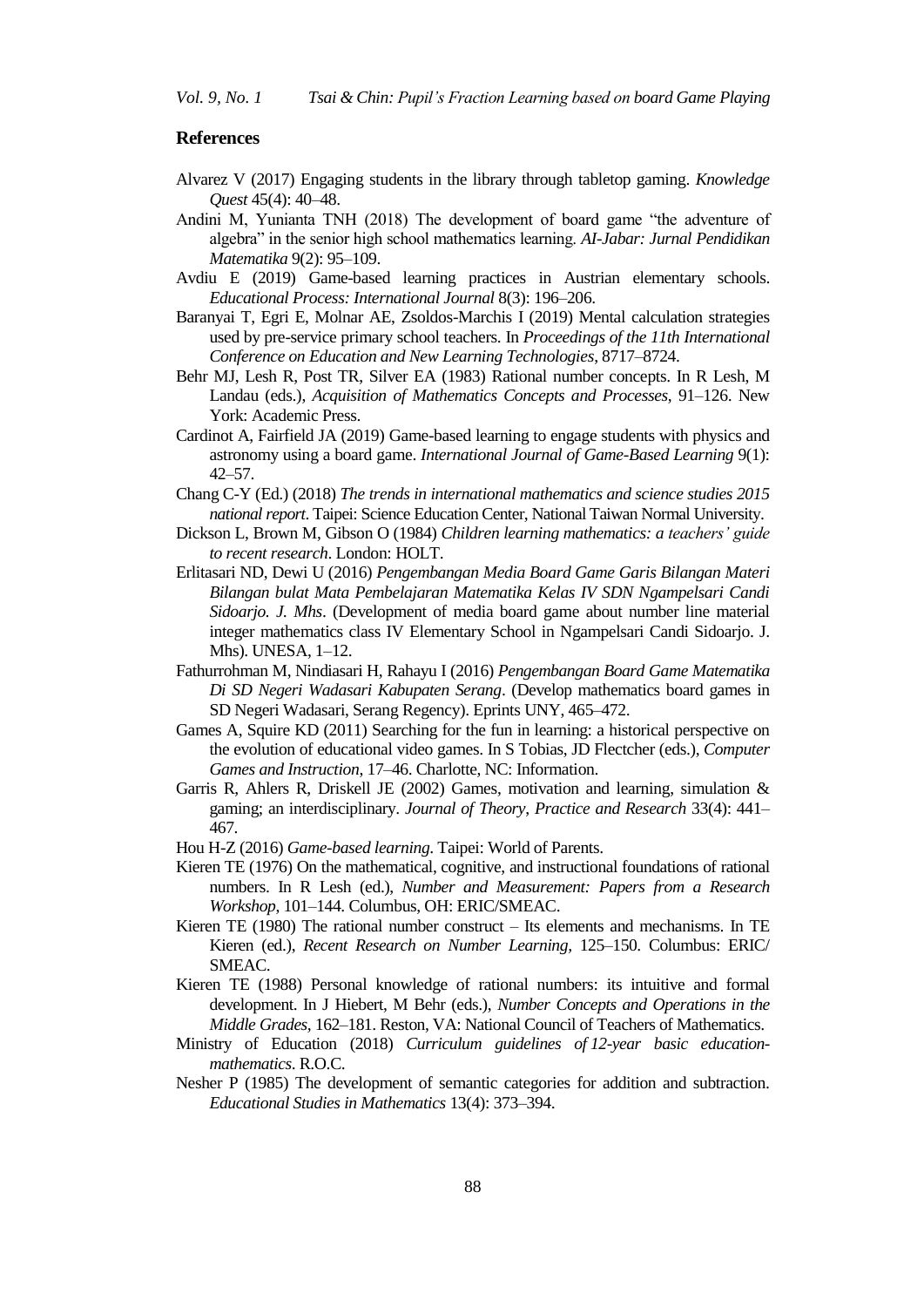## References

Alvarez V (2017) Engaging students in the library through tabletop gaming. *Knowledge Quest* 45(4): 40–48.

Andini M, Yunianta TNH (2018) The development of board game "the adventure of algebra" in the senior high school mathematics learning. *AI-Jabar: Jurnal Pendidikan Matematika* 9(2): 95–109.

Avdiu E (2019) Game-based learning practices in Austrian elementary schools. *Educational Process: International Journal* 8(3): 196–206.

Baranyai T, Egri E, Molnar AE, Zsoldos-Marchis I (2019) Mental calculation strategies used by pre-service primary school teachers. In *Proceedings of the 11th International Conference on Education and New Learning Technologies*, 8717–8724.

Behr MJ, Lesh R, Post TR, Silver EA (1983) Rational number concepts. In R Lesh, M Landau (eds.), *Acquisition of Mathematics Concepts and Processes*, 91–126. New York: Academic Press.

Cardinot A, Fairfield JA (2019) Game-based learning to engage students with physics and astronomy using a board game. *International Journal of Game-Based Learning* 9(1): 42–57.

Chang C-Y (Ed.) (2018) *The trends in international mathematics and science studies 2015 national report*. Taipei: Science Education Center, National Taiwan Normal University.

Dickson L, Brown M, Gibson O (1984) *Children learning mathematics: a teachers' guide to recent research*. London: HOLT.

Erlitasari ND, Dewi U (2016) *Pengembangan Media Board Game Garis Bilangan Materi Bilangan bulat Mata Pembelajaran Matematika Kelas IV SDN Ngampelsari Candi Sidoarjo. J. Mhs*. (Development of media board game about number line material integer mathematics class IV Elementary School in Ngampelsari Candi Sidoarjo. J. Mhs). UNESA, 1–12.

Fathurrohman M, Nindiasari H, Rahayu I (2016) *Pengembangan Board Game Matematika Di SD Negeri Wadasari Kabupaten Serang*. (Develop mathematics board games in SD Negeri Wadasari, Serang Regency). Eprints UNY, 465–472.

Games A, Squire KD (2011) Searching for the fun in learning: a historical perspective on the evolution of educational video games. In S Tobias, JD Flectcher (eds.), *Computer Games and Instruction*, 17–46. Charlotte, NC: Information.

Garris R, Ahlers R, Driskell JE (2002) Games, motivation and learning, simulation & gaming; an interdisciplinary. *Journal of Theory, Practice and Research* 33(4): 441–467.

Hou H-Z (2016) *Game-based learning*. Taipei: World of Parents.

Kieren TE (1976) On the mathematical, cognitive, and instructional foundations of rational numbers. In R Lesh (ed.), *Number and Measurement: Papers from a Research Workshop*, 101–144. Columbus, OH: ERIC/SMEAC.

Kieren TE (1980) The rational number construct – Its elements and mechanisms. In TE Kieren (ed.), *Recent Research on Number Learning*, 125–150. Columbus: ERIC/ SMEAC.

Kieren TE (1988) Personal knowledge of rational numbers: its intuitive and formal development. In J Hiebert, M Behr (eds.), *Number Concepts and Operations in the Middle Grades*, 162–181. Reston, VA: National Council of Teachers of Mathematics.

Ministry of Education (2018) *Curriculum guidelines of 12-year basic education-mathematics*. R.O.C.

Nesher P (1985) The development of semantic categories for addition and subtraction. *Educational Studies in Mathematics* 13(4): 373–394.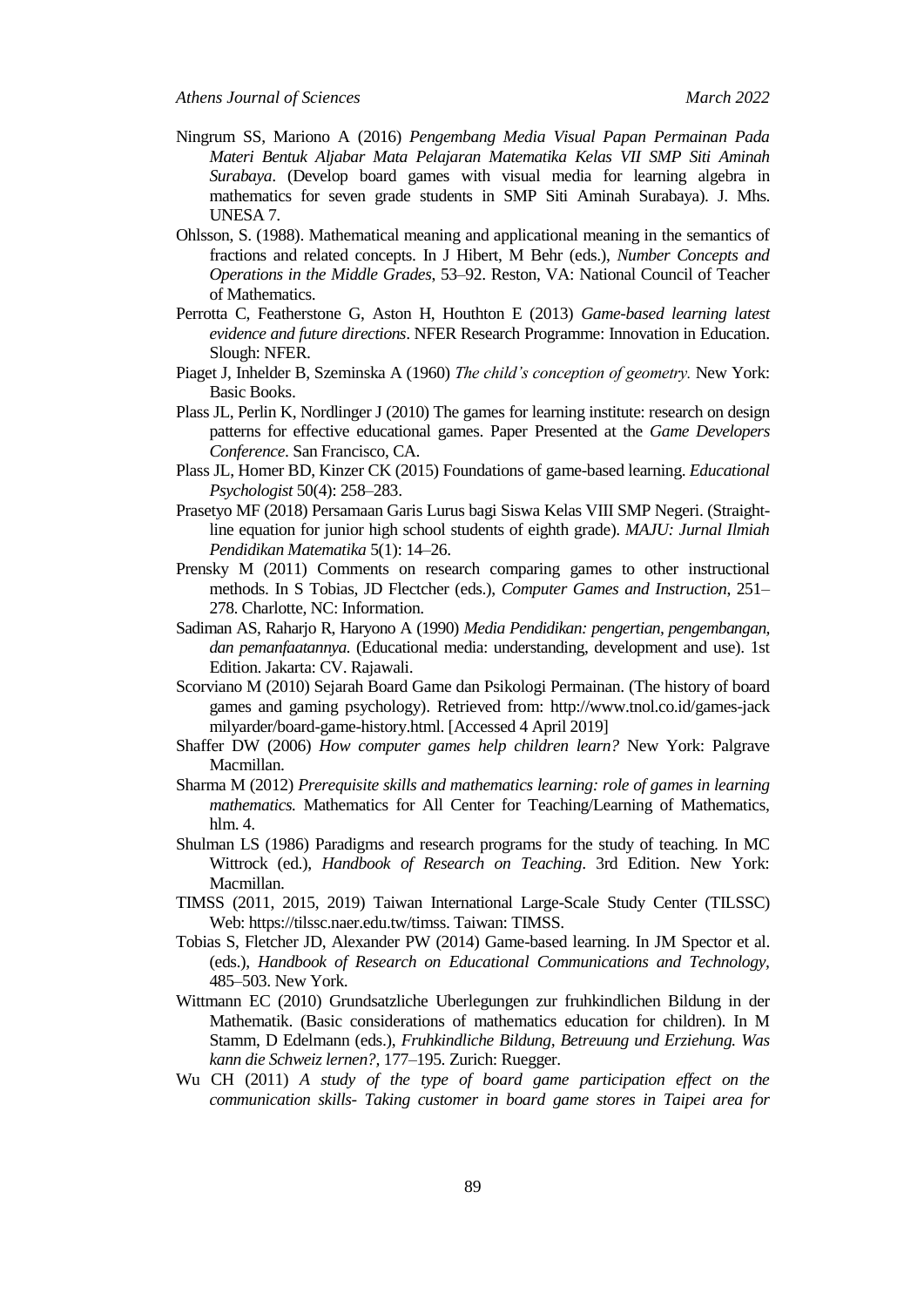Ningrum SS, Mariono A (2016) *Pengembang Media Visual Papan Permainan Pada Materi Bentuk Aljabar Mata Pelajaran Matematika Kelas VII SMP Siti Aminah Surabaya*. (Develop board games with visual media for learning algebra in mathematics for seven grade students in SMP Siti Aminah Surabaya). J. Mhs. UNESA 7.

Ohlsson, S. (1988). Mathematical meaning and applicational meaning in the semantics of fractions and related concepts. In J Hibert, M Behr (eds.), *Number Concepts and Operations in the Middle Grades*, 53–92. Reston, VA: National Council of Teacher of Mathematics.

Perrotta C, Featherstone G, Aston H, Houthton E (2013) *Game-based learning latest evidence and future directions*. NFER Research Programme: Innovation in Education. Slough: NFER.

Piaget J, Inhelder B, Szeminska A (1960) *The child's conception of geometry.* New York: Basic Books.

Plass JL, Perlin K, Nordlinger J (2010) The games for learning institute: research on design patterns for effective educational games. Paper Presented at the *Game Developers Conference*. San Francisco, CA.

Plass JL, Homer BD, Kinzer CK (2015) Foundations of game-based learning. *Educational Psychologist* 50(4): 258–283.

Prasetyo MF (2018) Persamaan Garis Lurus bagi Siswa Kelas VIII SMP Negeri. (Straight-line equation for junior high school students of eighth grade). *MAJU: Jurnal Ilmiah Pendidikan Matematika* 5(1): 14–26.

Prensky M (2011) Comments on research comparing games to other instructional methods. In S Tobias, JD Flectcher (eds.), *Computer Games and Instruction*, 251–278. Charlotte, NC: Information.

Sadiman AS, Raharjo R, Haryono A (1990) *Media Pendidikan: pengertian, pengembangan, dan pemanfaatannya.* (Educational media: understanding, development and use). 1st Edition. Jakarta: CV. Rajawali.

Scorviano M (2010) Sejarah Board Game dan Psikologi Permainan. (The history of board games and gaming psychology). Retrieved from: http://www.tnol.co.id/games-jack milyarder/board-game-history.html. [Accessed 4 April 2019]

Shaffer DW (2006) *How computer games help children learn?* New York: Palgrave Macmillan.

Sharma M (2012) *Prerequisite skills and mathematics learning: role of games in learning mathematics.* Mathematics for All Center for Teaching/Learning of Mathematics, hlm. 4.

Shulman LS (1986) Paradigms and research programs for the study of teaching. In MC Wittrock (ed.), *Handbook of Research on Teaching*. 3rd Edition. New York: Macmillan.

TIMSS (2011, 2015, 2019) Taiwan International Large-Scale Study Center (TILSSC) Web: https://tilssc.naer.edu.tw/timss. Taiwan: TIMSS.

Tobias S, Fletcher JD, Alexander PW (2014) Game-based learning. In JM Spector et al. (eds.), *Handbook of Research on Educational Communications and Technology*, 485–503. New York.

Wittmann EC (2010) Grundsatzliche Uberlegungen zur fruhkindlichen Bildung in der Mathematik. (Basic considerations of mathematics education for children). In M Stamm, D Edelmann (eds.), *Fruhkindliche Bildung, Betreuung und Erziehung. Was kann die Schweiz lernen?*, 177–195. Zurich: Ruegger.

Wu CH (2011) *A study of the type of board game participation effect on the communication skills- Taking customer in board game stores in Taipei area for*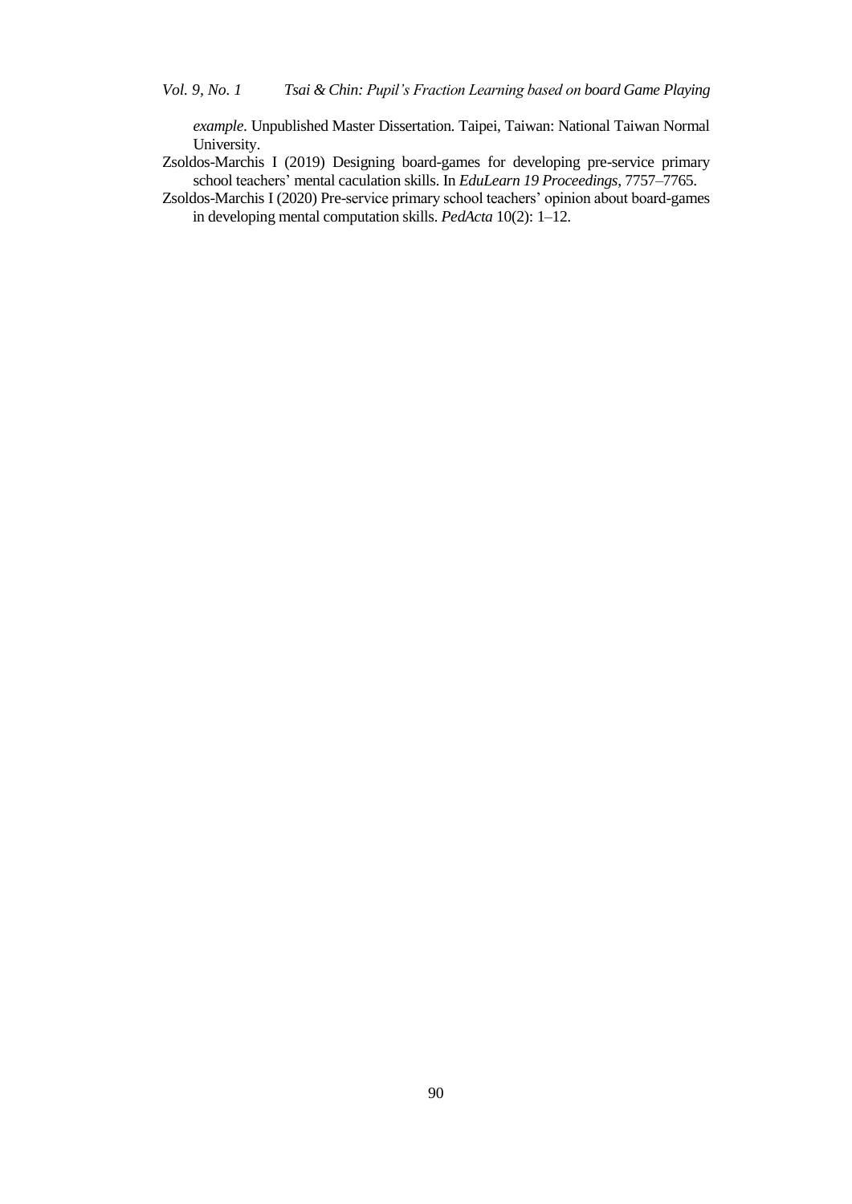*example*. Unpublished Master Dissertation. Taipei, Taiwan: National Taiwan Normal University.

Zsoldos-Marchis I (2019) Designing board-games for developing pre-service primary school teachers' mental caculation skills. In *EduLearn 19 Proceedings*, 7757–7765.

Zsoldos-Marchis I (2020) Pre-service primary school teachers' opinion about board-games in developing mental computation skills. *PedActa* 10(2): 1–12.